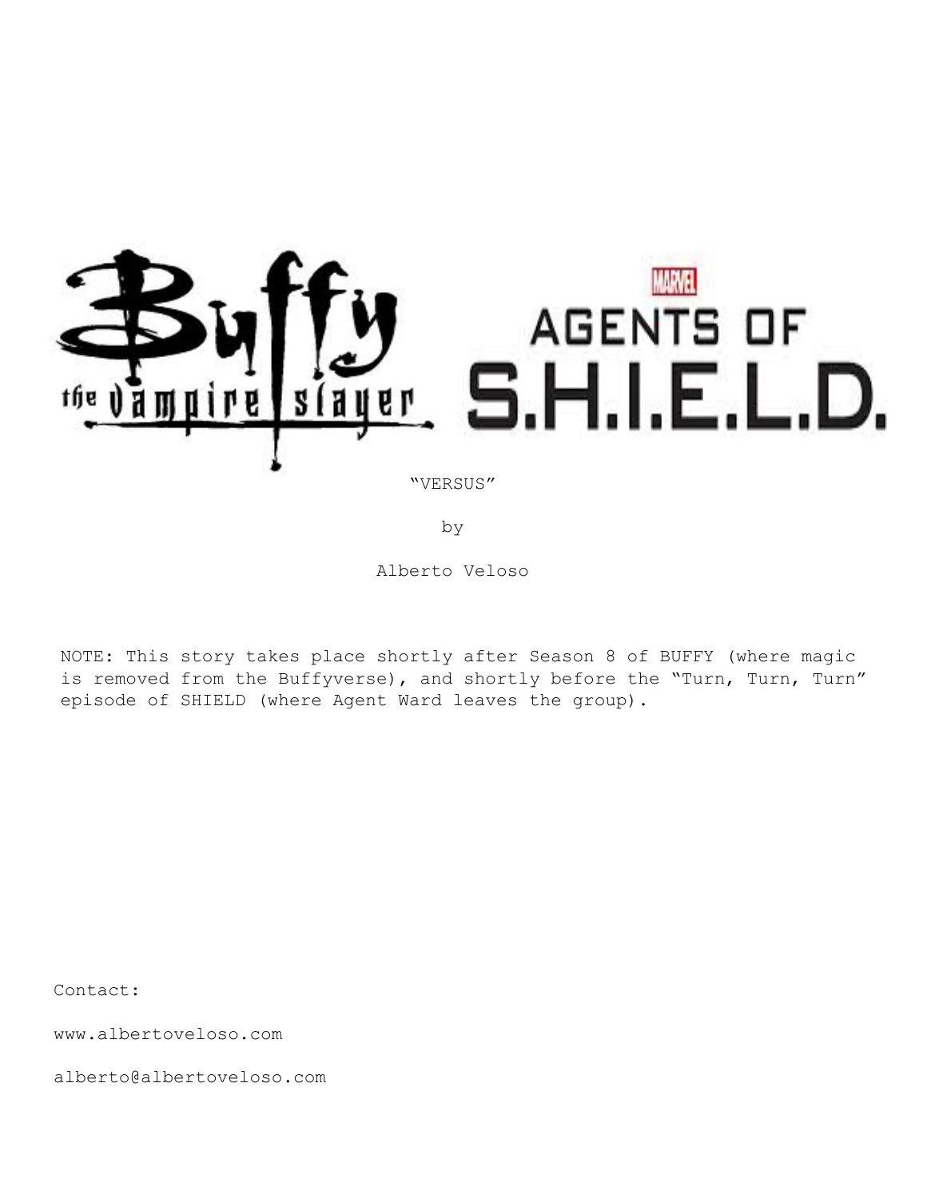Buffy the Vampire Slayer

MARVEL AGENTS OF S.H.I.E.L.D.

"VERSUS"

by

Alberto Veloso

NOTE: This story takes place shortly after Season 8 of BUFFY (where magic is removed from the Buffyverse), and shortly before the "Turn, Turn, Turn" episode of SHIELD (where Agent Ward leaves the group).

Contact:

www.albertoveloso.com

alberto@albertoveloso.com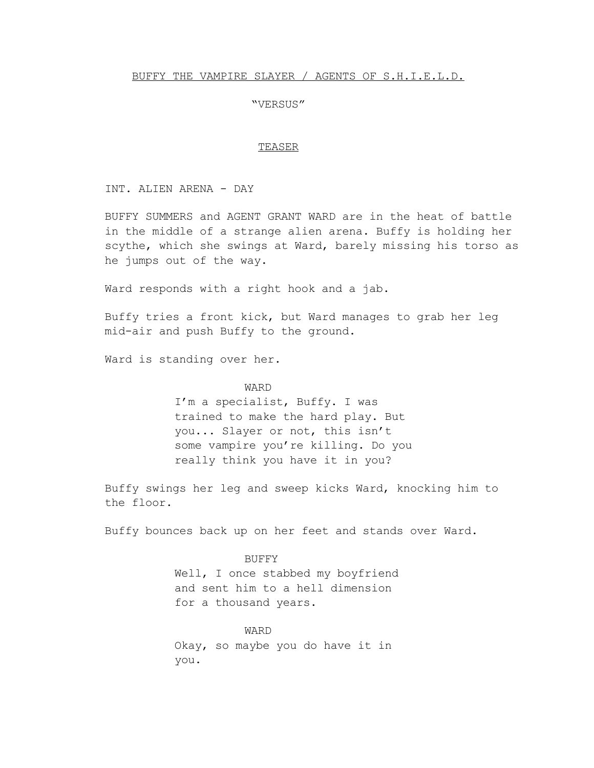BUFFY THE VAMPIRE SLAYER / AGENTS OF S.H.I.E.L.D.

"VERSUS"

TEASER

INT. ALIEN ARENA - DAY

BUFFY SUMMERS and AGENT GRANT WARD are in the heat of battle in the middle of a strange alien arena. Buffy is holding her scythe, which she swings at Ward, barely missing his torso as he jumps out of the way.

Ward responds with a right hook and a jab.

Buffy tries a front kick, but Ward manages to grab her leg mid-air and push Buffy to the ground.

Ward is standing over her.

WARD

I'm a specialist, Buffy. I was trained to make the hard play. But you... Slayer or not, this isn't some vampire you're killing. Do you really think you have it in you?

Buffy swings her leg and sweep kicks Ward, knocking him to the floor.

Buffy bounces back up on her feet and stands over Ward.

BUFFY

Well, I once stabbed my boyfriend and sent him to a hell dimension for a thousand years.

WARD

Okay, so maybe you do have it in you.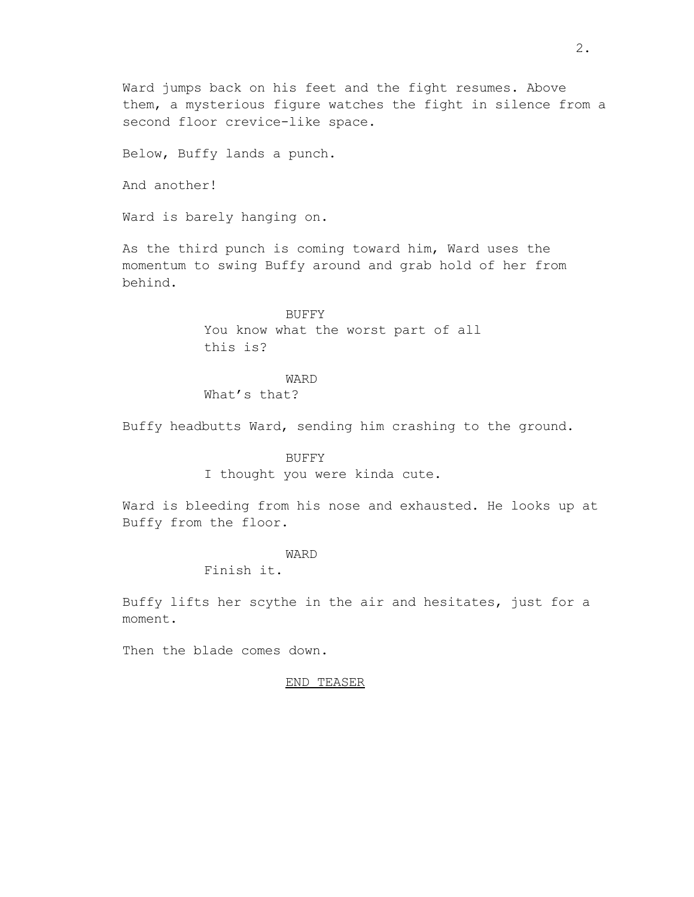Ward jumps back on his feet and the fight resumes. Above them, a mysterious figure watches the fight in silence from a second floor crevice-like space.

Below, Buffy lands a punch.

And another!

Ward is barely hanging on.

As the third punch is coming toward him, Ward uses the momentum to swing Buffy around and grab hold of her from behind.

BUFFY
You know what the worst part of all this is?

WARD
What's that?

Buffy headbutts Ward, sending him crashing to the ground.

BUFFY
I thought you were kinda cute.

Ward is bleeding from his nose and exhausted. He looks up at Buffy from the floor.

WARD
Finish it.

Buffy lifts her scythe in the air and hesitates, just for a moment.

Then the blade comes down.

END TEASER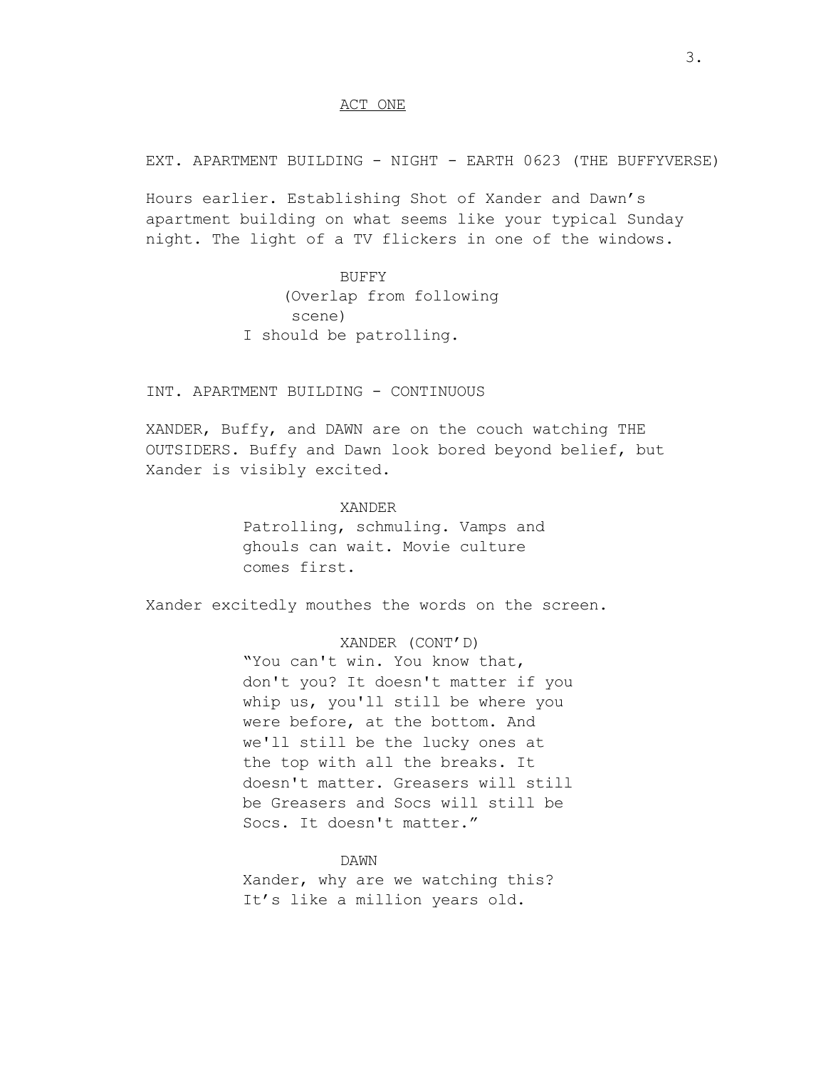ACT ONE

EXT. APARTMENT BUILDING - NIGHT - EARTH 0623 (THE BUFFYVERSE)

Hours earlier. Establishing Shot of Xander and Dawn's apartment building on what seems like your typical Sunday night. The light of a TV flickers in one of the windows.

BUFFY
(Overlap from following scene)
I should be patrolling.

INT. APARTMENT BUILDING - CONTINUOUS

XANDER, Buffy, and DAWN are on the couch watching THE OUTSIDERS. Buffy and Dawn look bored beyond belief, but Xander is visibly excited.

XANDER
Patrolling, schmuling. Vamps and ghouls can wait. Movie culture comes first.

Xander excitedly mouthes the words on the screen.

XANDER (CONT'D)
"You can't win. You know that, don't you? It doesn't matter if you whip us, you'll still be where you were before, at the bottom. And we'll still be the lucky ones at the top with all the breaks. It doesn't matter. Greasers will still be Greasers and Socs will still be Socs. It doesn't matter."

DAWN
Xander, why are we watching this? It's like a million years old.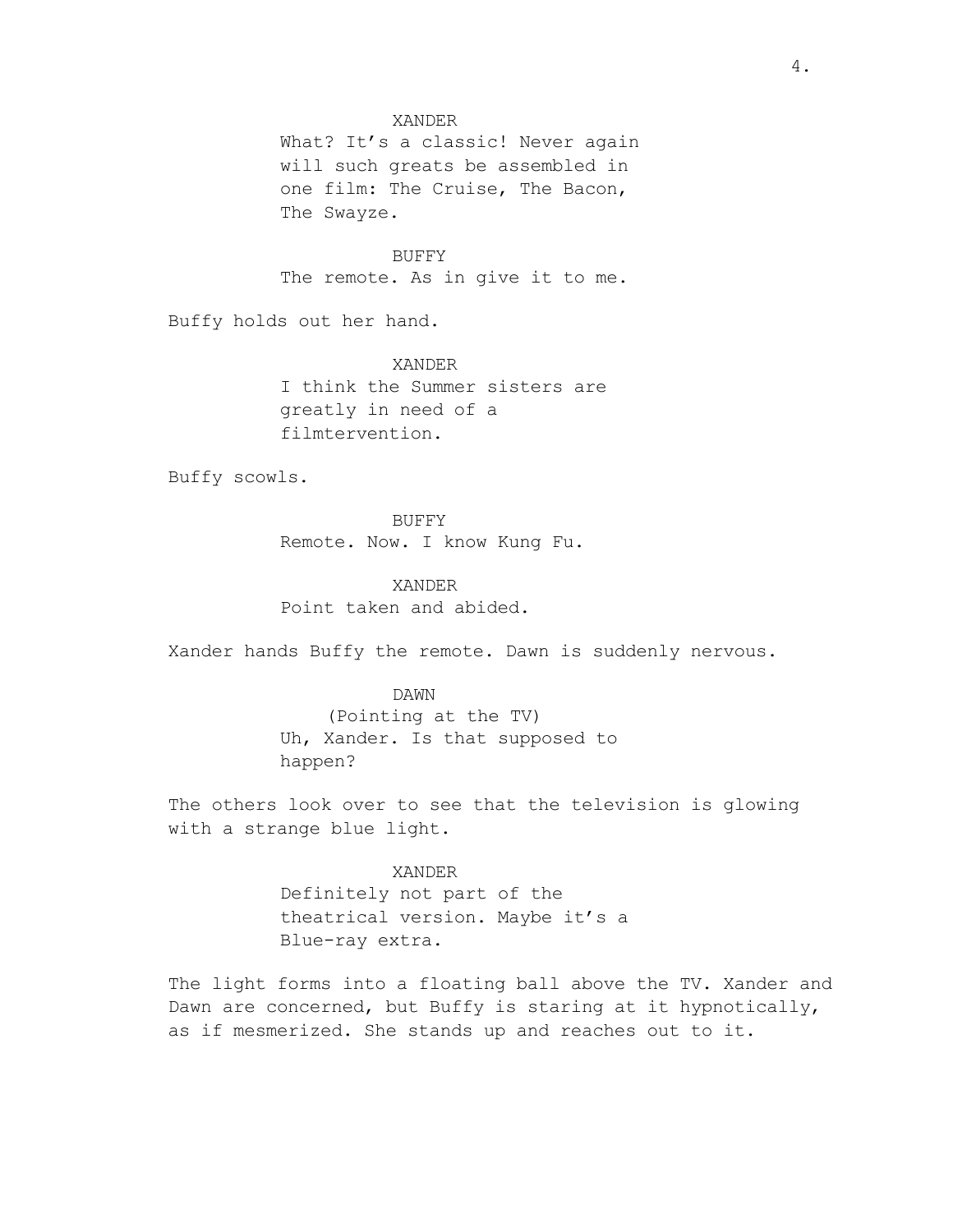XANDER

What? It's a classic! Never again will such greats be assembled in one film: The Cruise, The Bacon, The Swayze.

BUFFY

The remote. As in give it to me.

Buffy holds out her hand.

XANDER

I think the Summer sisters are greatly in need of a filmtervention.

Buffy scowls.

BUFFY

Remote. Now. I know Kung Fu.

XANDER

Point taken and abided.

Xander hands Buffy the remote. Dawn is suddenly nervous.

DAWN

(Pointing at the TV)

Uh, Xander. Is that supposed to happen?

The others look over to see that the television is glowing with a strange blue light.

XANDER

Definitely not part of the theatrical version. Maybe it's a Blue-ray extra.

The light forms into a floating ball above the TV. Xander and Dawn are concerned, but Buffy is staring at it hypnotically, as if mesmerized. She stands up and reaches out to it.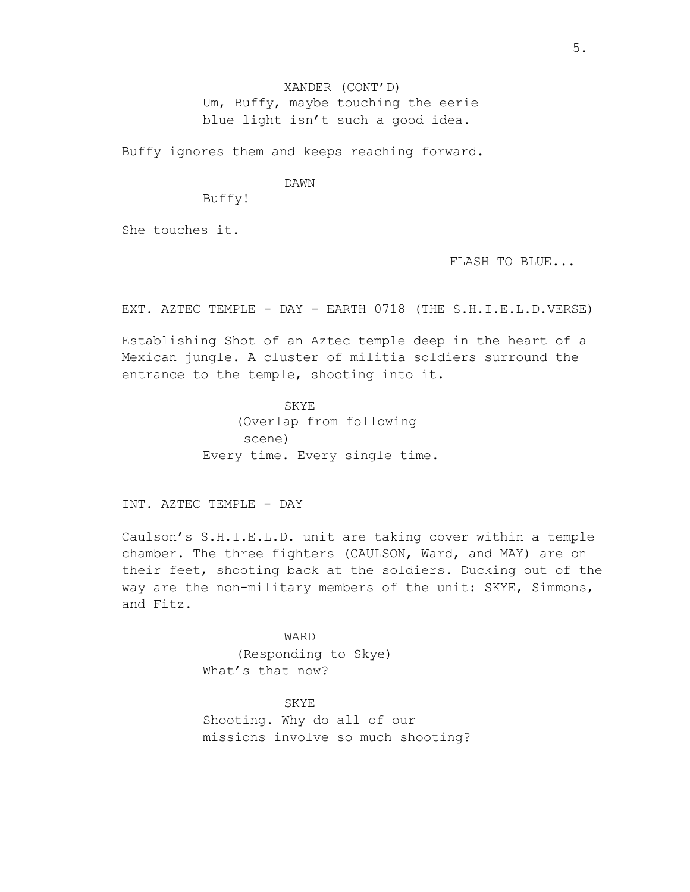XANDER (CONT'D)
Um, Buffy, maybe touching the eerie blue light isn't such a good idea.

Buffy ignores them and keeps reaching forward.

DAWN
Buffy!

She touches it.

FLASH TO BLUE...

EXT. AZTEC TEMPLE - DAY - EARTH 0718 (THE S.H.I.E.L.D.VERSE)

Establishing Shot of an Aztec temple deep in the heart of a Mexican jungle. A cluster of militia soldiers surround the entrance to the temple, shooting into it.

SKYE
(Overlap from following scene)
Every time. Every single time.

INT. AZTEC TEMPLE - DAY

Caulson's S.H.I.E.L.D. unit are taking cover within a temple chamber. The three fighters (CAULSON, Ward, and MAY) are on their feet, shooting back at the soldiers. Ducking out of the way are the non-military members of the unit: SKYE, Simmons, and Fitz.

WARD
(Responding to Skye)
What's that now?

SKYE
Shooting. Why do all of our missions involve so much shooting?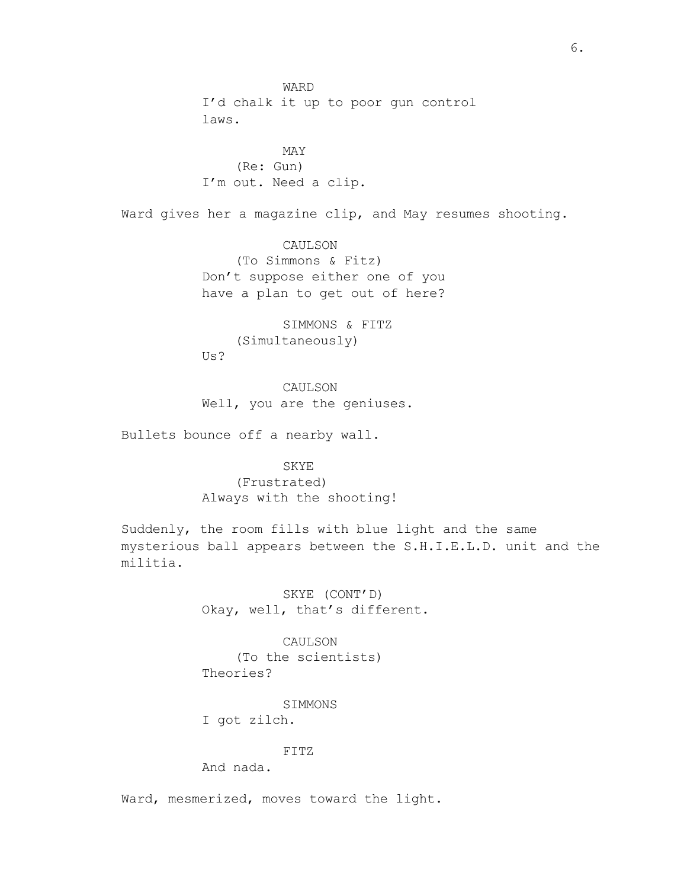WARD

I'd chalk it up to poor gun control laws.

MAY

(Re: Gun)

I'm out. Need a clip.

Ward gives her a magazine clip, and May resumes shooting.

CAULSON

(To Simmons & Fitz)

Don't suppose either one of you have a plan to get out of here?

SIMMONS & FITZ

(Simultaneously)

Us?

CAULSON

Well, you are the geniuses.

Bullets bounce off a nearby wall.

SKYE

(Frustrated)

Always with the shooting!

Suddenly, the room fills with blue light and the same mysterious ball appears between the S.H.I.E.L.D. unit and the militia.

SKYE (CONT'D)

Okay, well, that's different.

CAULSON

(To the scientists)

Theories?

SIMMONS

I got zilch.

FITZ

And nada.

Ward, mesmerized, moves toward the light.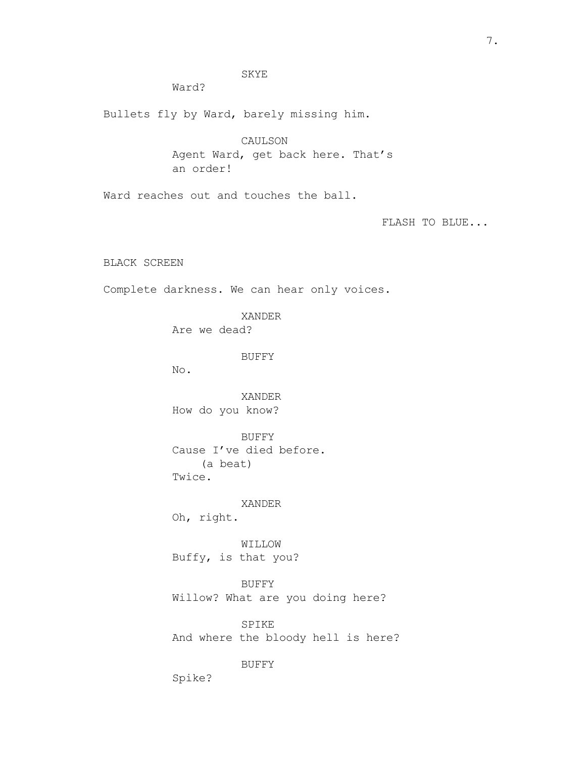SKYE
Ward?

Bullets fly by Ward, barely missing him.

CAULSON
Agent Ward, get back here. That's an order!

Ward reaches out and touches the ball.

FLASH TO BLUE...

BLACK SCREEN

Complete darkness. We can hear only voices.

XANDER
Are we dead?

BUFFY
No.

XANDER
How do you know?

BUFFY
Cause I've died before.
(a beat)
Twice.

XANDER
Oh, right.

WILLOW
Buffy, is that you?

BUFFY
Willow? What are you doing here?

SPIKE
And where the bloody hell is here?

BUFFY
Spike?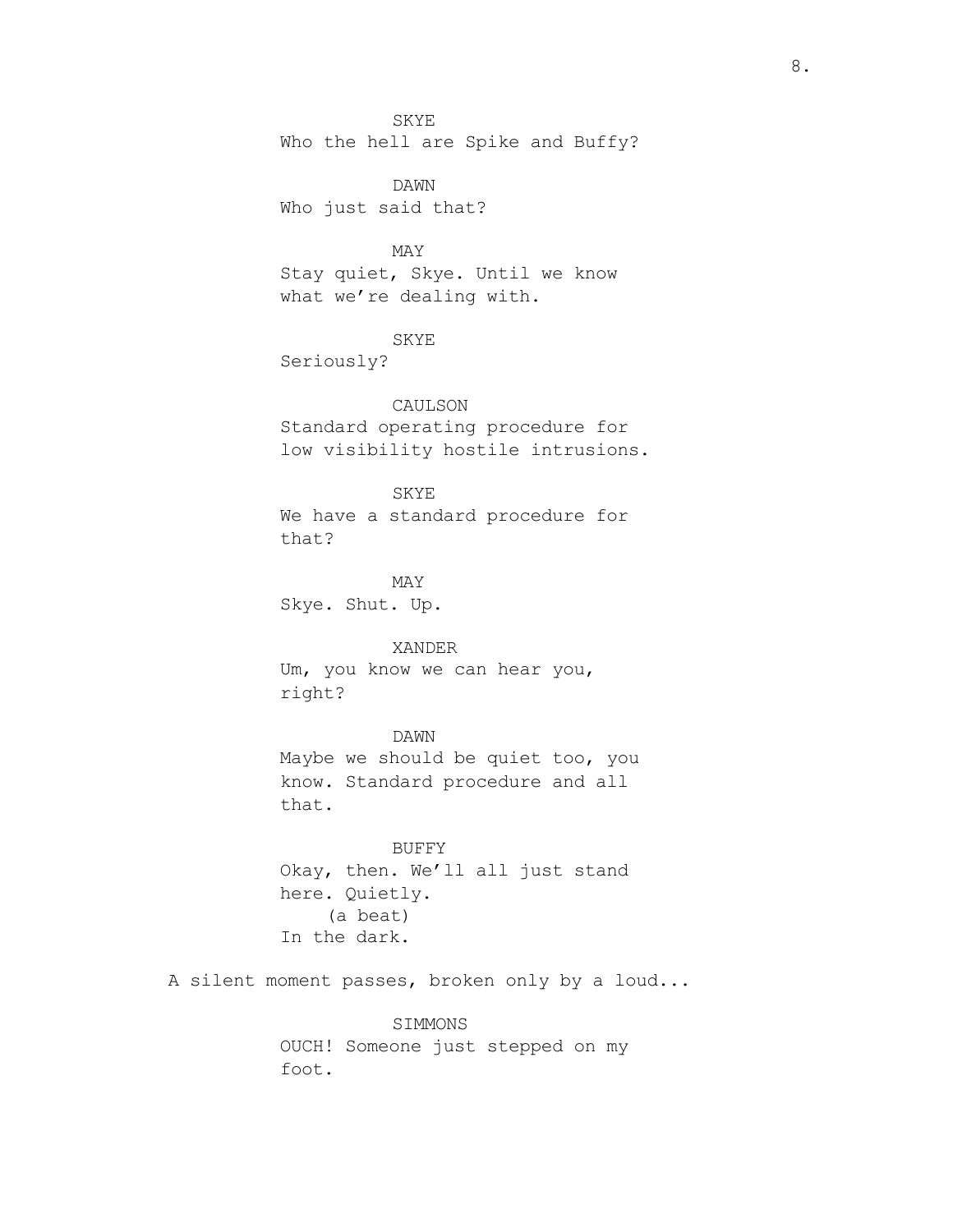SKYE
Who the hell are Spike and Buffy?

DAWN
Who just said that?

MAY
Stay quiet, Skye. Until we know what we're dealing with.

SKYE
Seriously?

CAULSON
Standard operating procedure for low visibility hostile intrusions.

SKYE
We have a standard procedure for that?

MAY
Skye. Shut. Up.

XANDER
Um, you know we can hear you, right?

DAWN
Maybe we should be quiet too, you know. Standard procedure and all that.

BUFFY
Okay, then. We'll all just stand here. Quietly.
(a beat)
In the dark.

A silent moment passes, broken only by a loud...

SIMMONS
OUCH! Someone just stepped on my foot.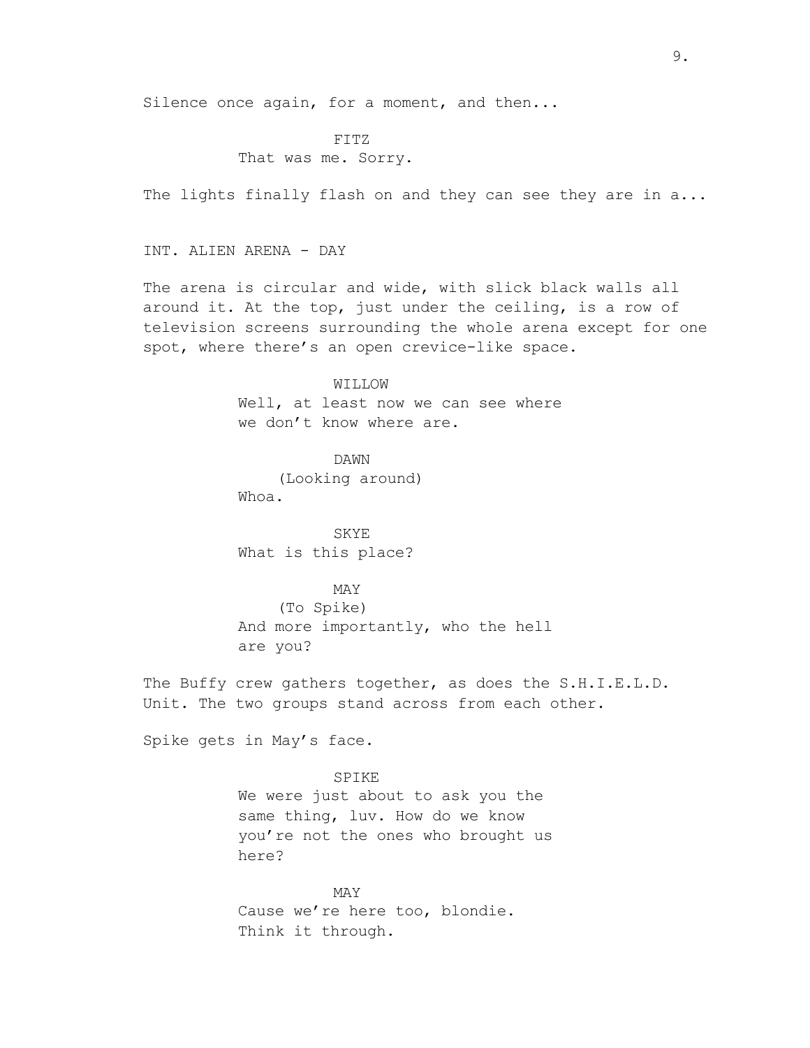Silence once again, for a moment, and then...

FITZ
That was me. Sorry.

The lights finally flash on and they can see they are in a...

INT. ALIEN ARENA - DAY

The arena is circular and wide, with slick black walls all around it. At the top, just under the ceiling, is a row of television screens surrounding the whole arena except for one spot, where there's an open crevice-like space.

WILLOW
Well, at least now we can see where we don't know where are.

DAWN
(Looking around)
Whoa.

SKYE
What is this place?

MAY
(To Spike)
And more importantly, who the hell are you?

The Buffy crew gathers together, as does the S.H.I.E.L.D. Unit. The two groups stand across from each other.

Spike gets in May's face.

SPIKE
We were just about to ask you the same thing, luv. How do we know you're not the ones who brought us here?

MAY
Cause we're here too, blondie. Think it through.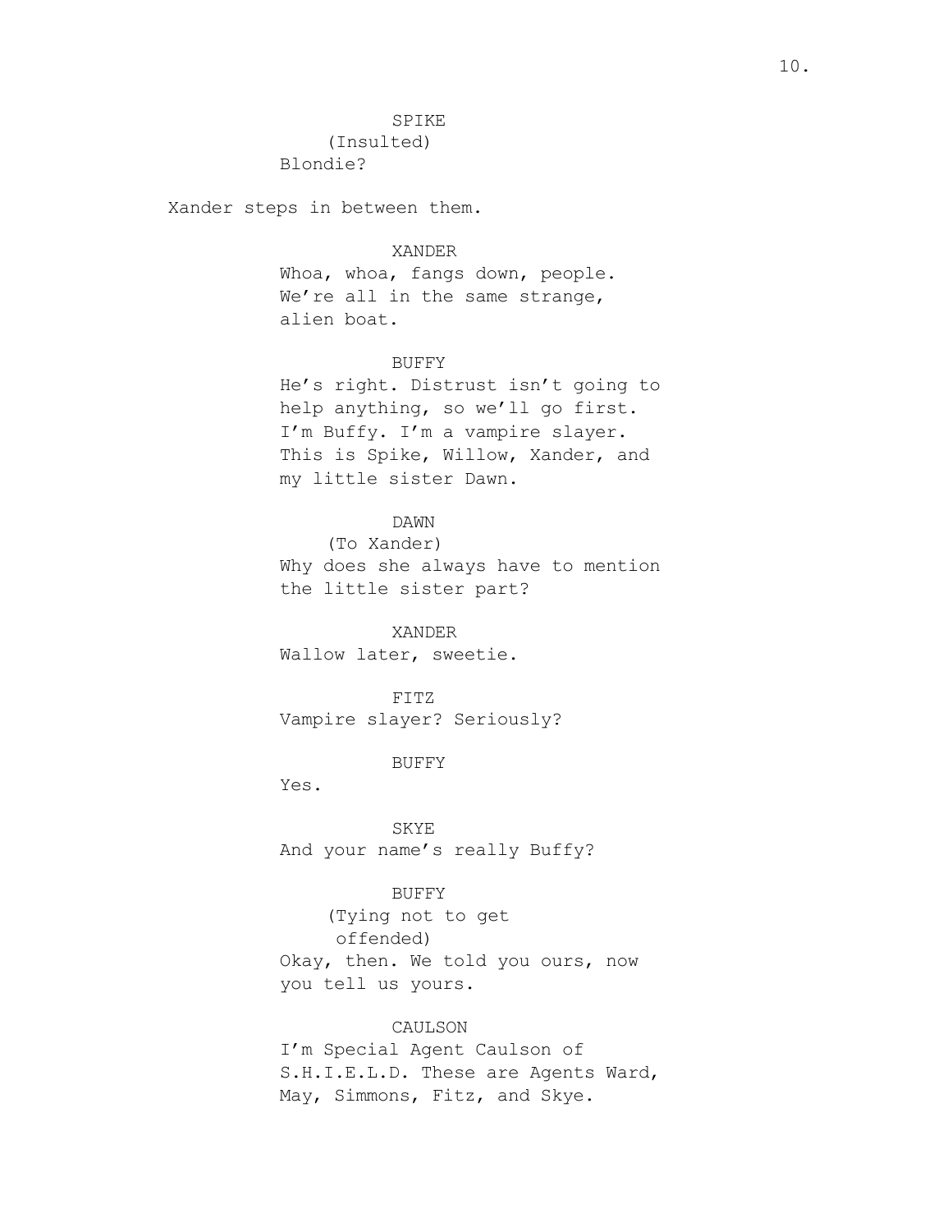SPIKE
(Insulted)
Blondie?

Xander steps in between them.

XANDER
Whoa, whoa, fangs down, people.
We're all in the same strange,
alien boat.

BUFFY
He's right. Distrust isn't going to
help anything, so we'll go first.
I'm Buffy. I'm a vampire slayer.
This is Spike, Willow, Xander, and
my little sister Dawn.

DAWN
(To Xander)
Why does she always have to mention
the little sister part?

XANDER
Wallow later, sweetie.

FITZ
Vampire slayer? Seriously?

BUFFY
Yes.

SKYE
And your name's really Buffy?

BUFFY
(Tying not to get
offended)
Okay, then. We told you ours, now
you tell us yours.

CAULSON
I'm Special Agent Caulson of
S.H.I.E.L.D. These are Agents Ward,
May, Simmons, Fitz, and Skye.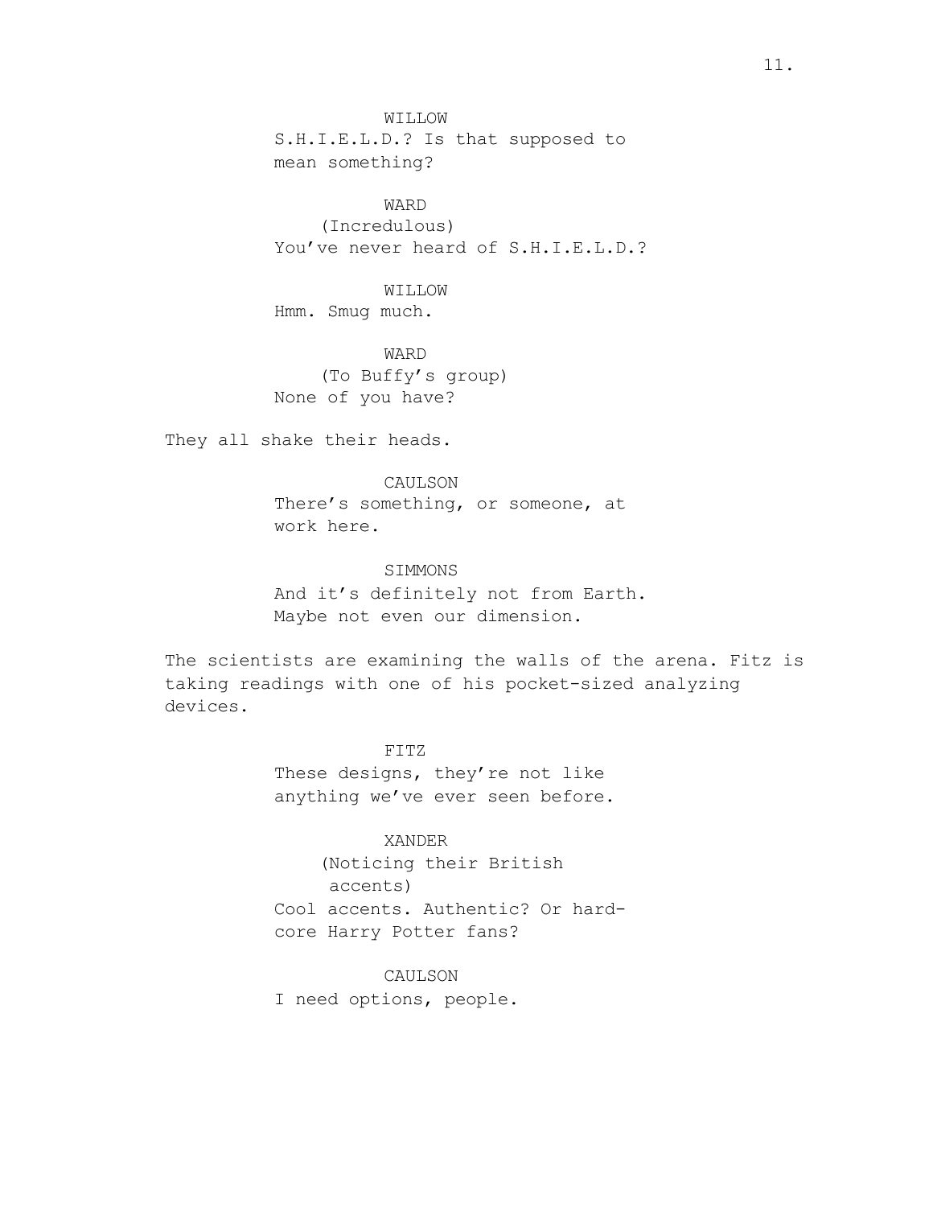WILLOW
S.H.I.E.L.D.? Is that supposed to mean something?

WARD
(Incredulous)
You've never heard of S.H.I.E.L.D.?

WILLOW
Hmm. Smug much.

WARD
(To Buffy's group)
None of you have?

They all shake their heads.

CAULSON
There's something, or someone, at work here.

SIMMONS
And it's definitely not from Earth. Maybe not even our dimension.

The scientists are examining the walls of the arena. Fitz is taking readings with one of his pocket-sized analyzing devices.

FITZ
These designs, they're not like anything we've ever seen before.

XANDER
(Noticing their British accents)
Cool accents. Authentic? Or hard-core Harry Potter fans?

CAULSON
I need options, people.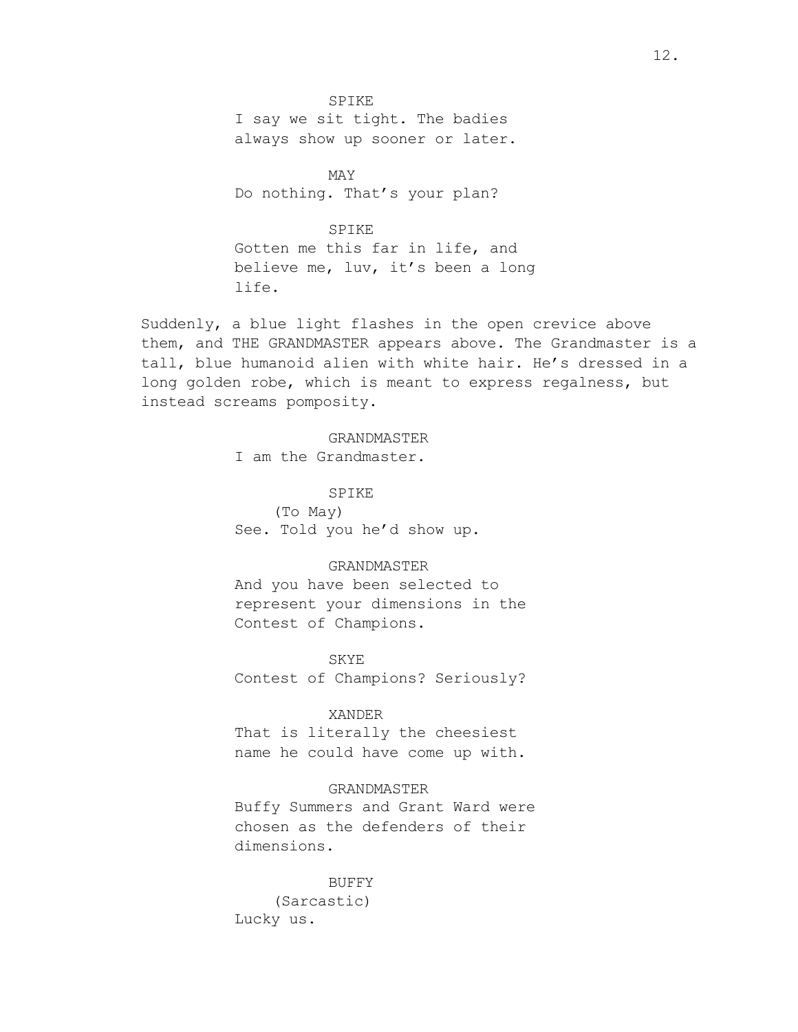SPIKE

I say we sit tight. The badies always show up sooner or later.

MAY

Do nothing. That's your plan?

SPIKE

Gotten me this far in life, and believe me, luv, it's been a long life.

Suddenly, a blue light flashes in the open crevice above them, and THE GRANDMASTER appears above. The Grandmaster is a tall, blue humanoid alien with white hair. He's dressed in a long golden robe, which is meant to express regalness, but instead screams pomposity.

GRANDMASTER

I am the Grandmaster.

SPIKE

(To May)

See. Told you he'd show up.

GRANDMASTER

And you have been selected to represent your dimensions in the Contest of Champions.

SKYE

Contest of Champions? Seriously?

XANDER

That is literally the cheesiest name he could have come up with.

GRANDMASTER

Buffy Summers and Grant Ward were chosen as the defenders of their dimensions.

BUFFY

(Sarcastic)

Lucky us.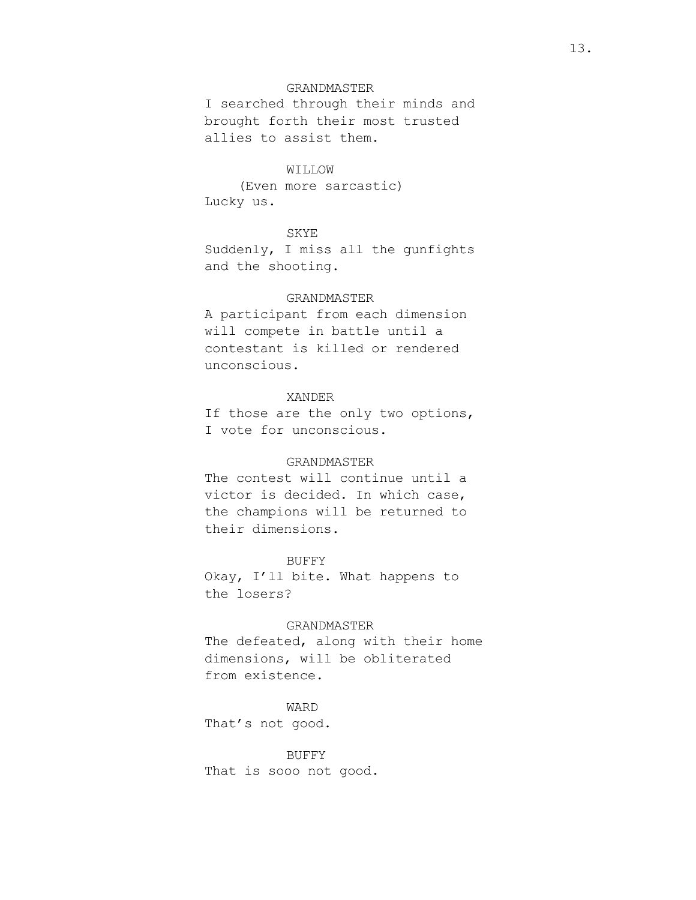GRANDMASTER
I searched through their minds and brought forth their most trusted allies to assist them.

WILLOW
(Even more sarcastic)
Lucky us.

SKYE
Suddenly, I miss all the gunfights and the shooting.

GRANDMASTER
A participant from each dimension will compete in battle until a contestant is killed or rendered unconscious.

XANDER
If those are the only two options, I vote for unconscious.

GRANDMASTER
The contest will continue until a victor is decided. In which case, the champions will be returned to their dimensions.

BUFFY
Okay, I'll bite. What happens to the losers?

GRANDMASTER
The defeated, along with their home dimensions, will be obliterated from existence.

WARD
That's not good.

BUFFY
That is sooo not good.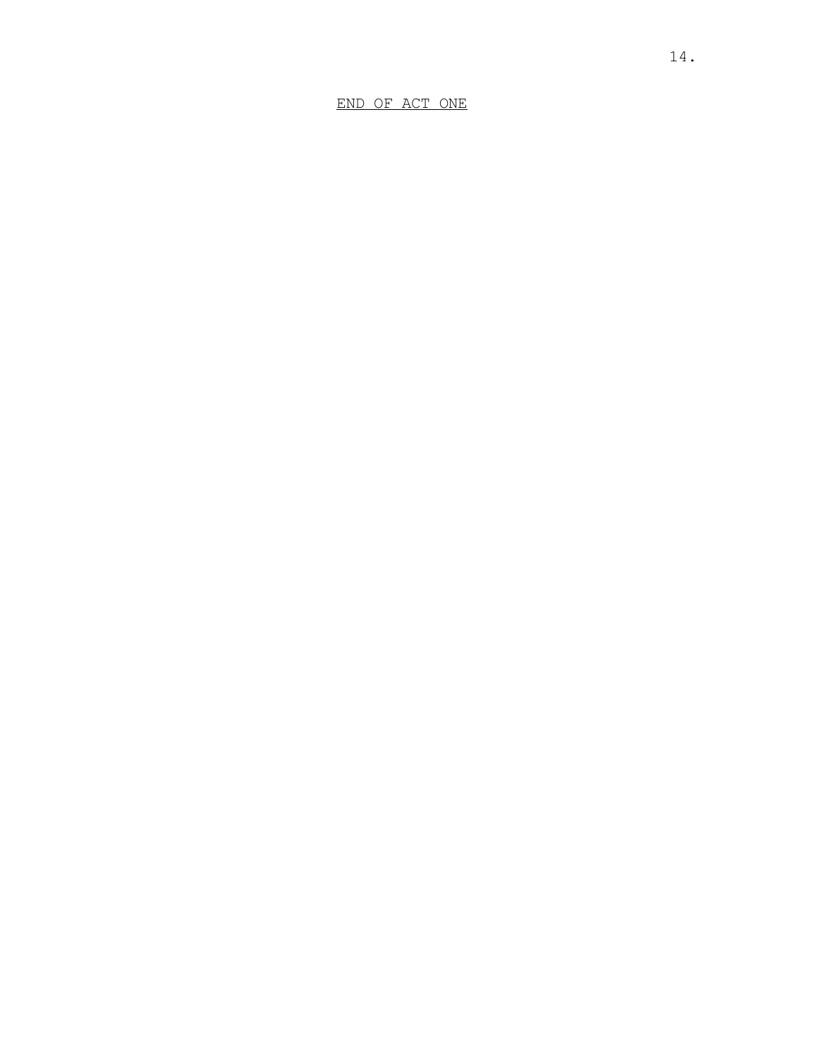<u>END OF ACT ONE</u>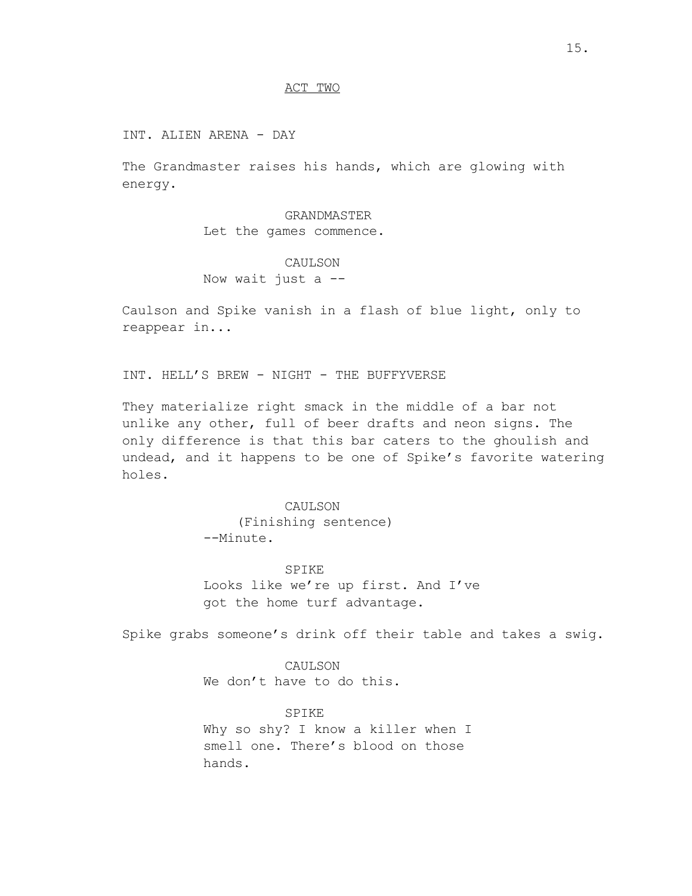ACT TWO

INT. ALIEN ARENA - DAY

The Grandmaster raises his hands, which are glowing with energy.

GRANDMASTER
Let the games commence.

CAULSON
Now wait just a --

Caulson and Spike vanish in a flash of blue light, only to reappear in...

INT. HELL'S BREW - NIGHT - THE BUFFYVERSE

They materialize right smack in the middle of a bar not unlike any other, full of beer drafts and neon signs. The only difference is that this bar caters to the ghoulish and undead, and it happens to be one of Spike's favorite watering holes.

CAULSON
(Finishing sentence)
--Minute.

SPIKE
Looks like we're up first. And I've got the home turf advantage.

Spike grabs someone's drink off their table and takes a swig.

CAULSON
We don't have to do this.

SPIKE
Why so shy? I know a killer when I smell one. There's blood on those hands.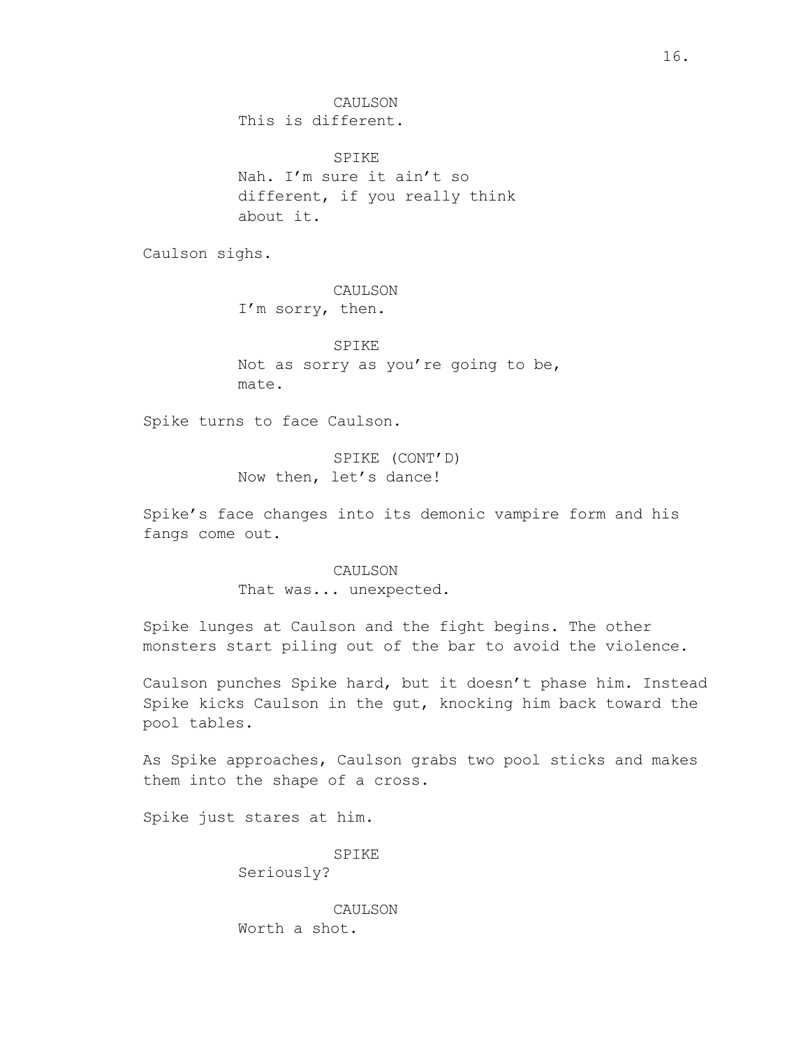CAULSON
This is different.

SPIKE
Nah. I'm sure it ain't so different, if you really think about it.

Caulson sighs.

CAULSON
I'm sorry, then.

SPIKE
Not as sorry as you're going to be, mate.

Spike turns to face Caulson.

SPIKE (CONT'D)
Now then, let's dance!

Spike's face changes into its demonic vampire form and his fangs come out.

CAULSON
That was... unexpected.

Spike lunges at Caulson and the fight begins. The other monsters start piling out of the bar to avoid the violence.

Caulson punches Spike hard, but it doesn't phase him. Instead Spike kicks Caulson in the gut, knocking him back toward the pool tables.

As Spike approaches, Caulson grabs two pool sticks and makes them into the shape of a cross.

Spike just stares at him.

SPIKE
Seriously?

CAULSON
Worth a shot.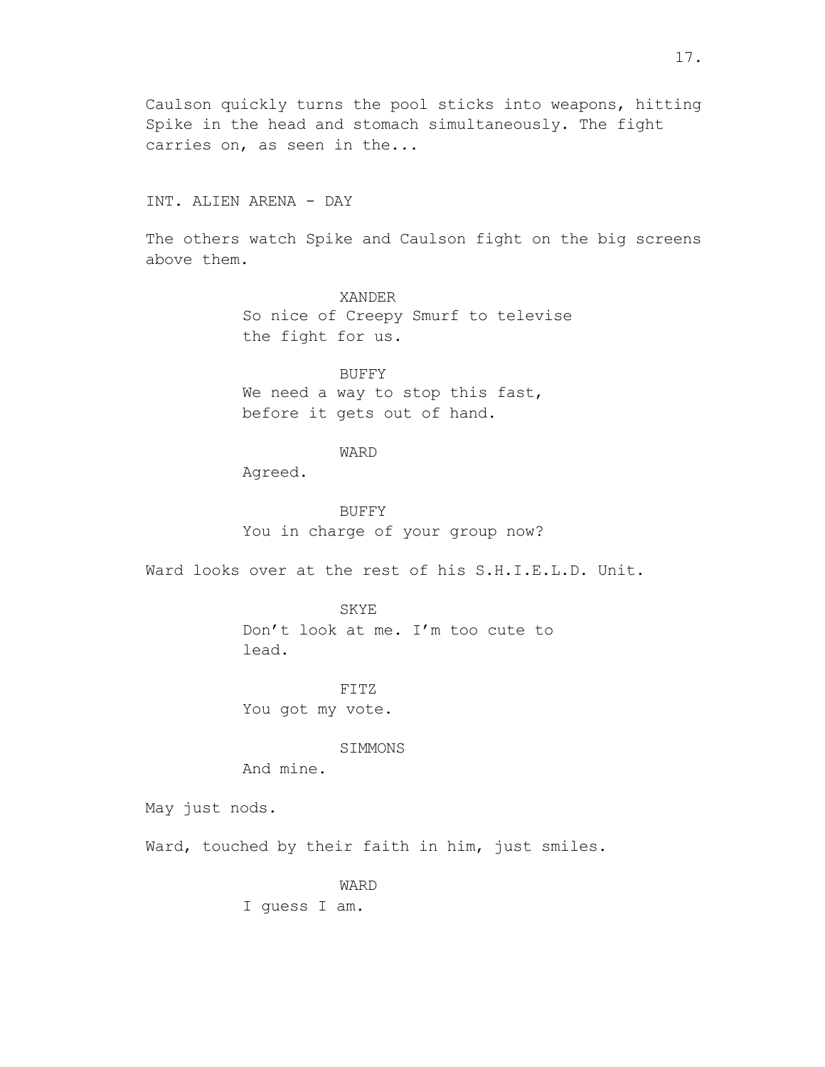Caulson quickly turns the pool sticks into weapons, hitting Spike in the head and stomach simultaneously. The fight carries on, as seen in the...

INT. ALIEN ARENA - DAY

The others watch Spike and Caulson fight on the big screens above them.

XANDER
So nice of Creepy Smurf to televise the fight for us.

BUFFY
We need a way to stop this fast, before it gets out of hand.

WARD
Agreed.

BUFFY
You in charge of your group now?

Ward looks over at the rest of his S.H.I.E.L.D. Unit.

SKYE
Don't look at me. I'm too cute to lead.

FITZ
You got my vote.

SIMMONS
And mine.

May just nods.

Ward, touched by their faith in him, just smiles.

WARD
I guess I am.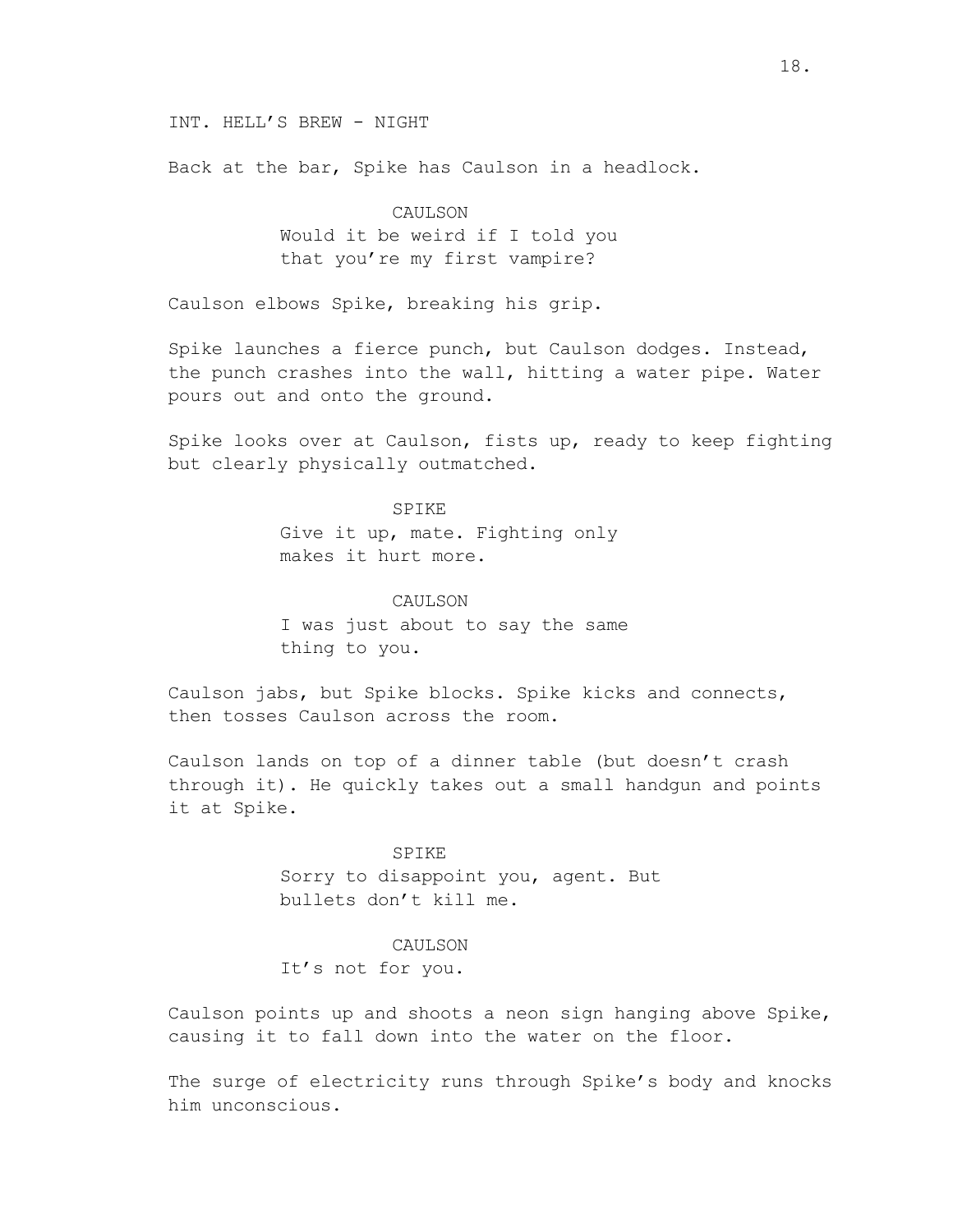INT. HELL'S BREW - NIGHT

Back at the bar, Spike has Caulson in a headlock.

CAULSON
Would it be weird if I told you that you're my first vampire?

Caulson elbows Spike, breaking his grip.

Spike launches a fierce punch, but Caulson dodges. Instead, the punch crashes into the wall, hitting a water pipe. Water pours out and onto the ground.

Spike looks over at Caulson, fists up, ready to keep fighting but clearly physically outmatched.

SPIKE
Give it up, mate. Fighting only makes it hurt more.

CAULSON
I was just about to say the same thing to you.

Caulson jabs, but Spike blocks. Spike kicks and connects, then tosses Caulson across the room.

Caulson lands on top of a dinner table (but doesn't crash through it). He quickly takes out a small handgun and points it at Spike.

SPIKE
Sorry to disappoint you, agent. But bullets don't kill me.

CAULSON
It's not for you.

Caulson points up and shoots a neon sign hanging above Spike, causing it to fall down into the water on the floor.

The surge of electricity runs through Spike's body and knocks him unconscious.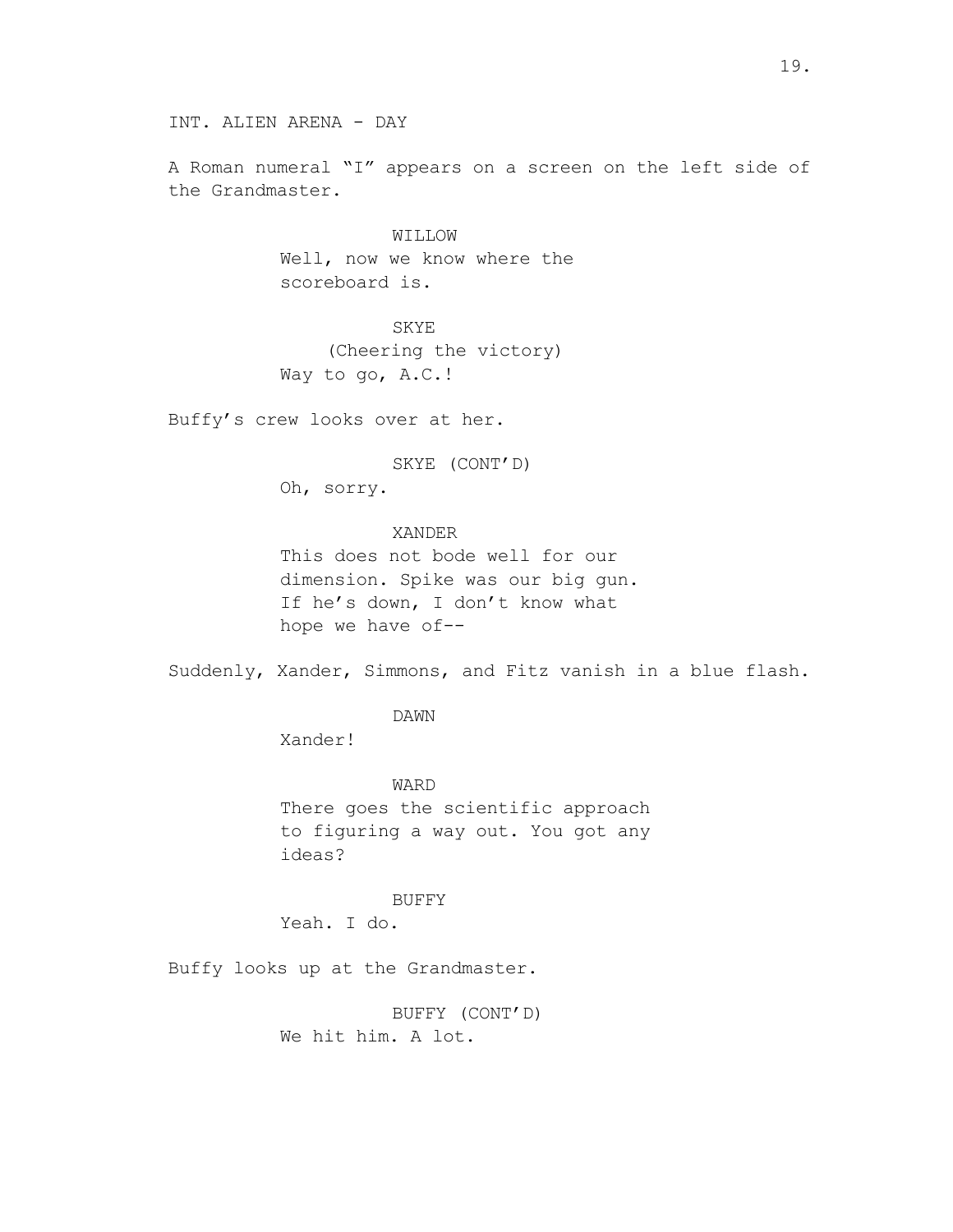INT. ALIEN ARENA - DAY

A Roman numeral "I" appears on a screen on the left side of the Grandmaster.

WILLOW
Well, now we know where the scoreboard is.

SKYE
(Cheering the victory)
Way to go, A.C.!

Buffy's crew looks over at her.

SKYE (CONT'D)
Oh, sorry.

XANDER
This does not bode well for our dimension. Spike was our big gun. If he's down, I don't know what hope we have of--

Suddenly, Xander, Simmons, and Fitz vanish in a blue flash.

DAWN
Xander!

WARD
There goes the scientific approach to figuring a way out. You got any ideas?

BUFFY
Yeah. I do.

Buffy looks up at the Grandmaster.

BUFFY (CONT'D)
We hit him. A lot.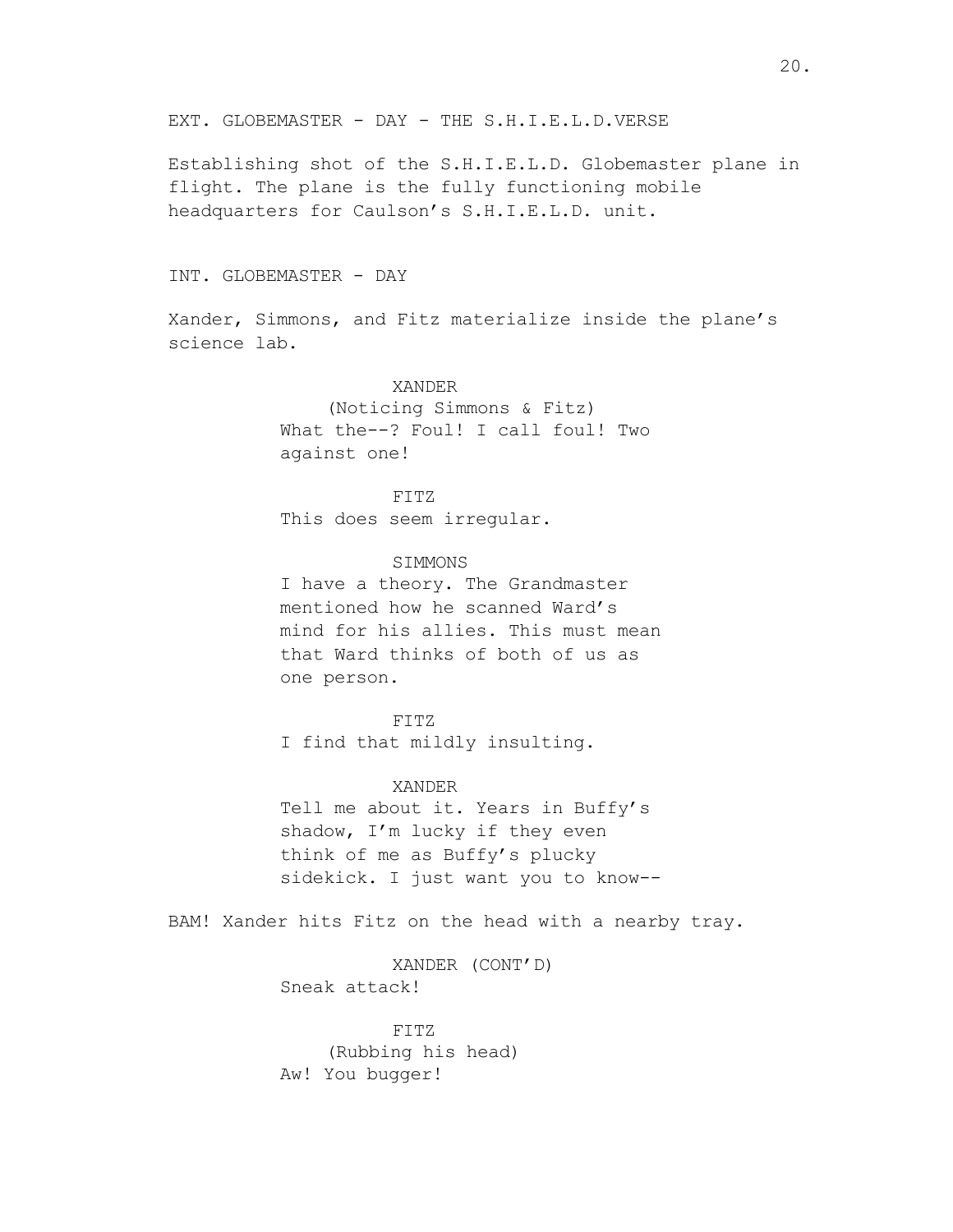EXT. GLOBEMASTER - DAY - THE S.H.I.E.L.D.VERSE

Establishing shot of the S.H.I.E.L.D. Globemaster plane in flight. The plane is the fully functioning mobile headquarters for Caulson's S.H.I.E.L.D. unit.

INT. GLOBEMASTER - DAY

Xander, Simmons, and Fitz materialize inside the plane's science lab.

XANDER
(Noticing Simmons & Fitz)
What the--? Foul! I call foul! Two against one!

FITZ
This does seem irregular.

SIMMONS
I have a theory. The Grandmaster mentioned how he scanned Ward's mind for his allies. This must mean that Ward thinks of both of us as one person.

FITZ
I find that mildly insulting.

XANDER
Tell me about it. Years in Buffy's shadow, I'm lucky if they even think of me as Buffy's plucky sidekick. I just want you to know--

BAM! Xander hits Fitz on the head with a nearby tray.

XANDER (CONT'D)
Sneak attack!

FITZ
(Rubbing his head)
Aw! You bugger!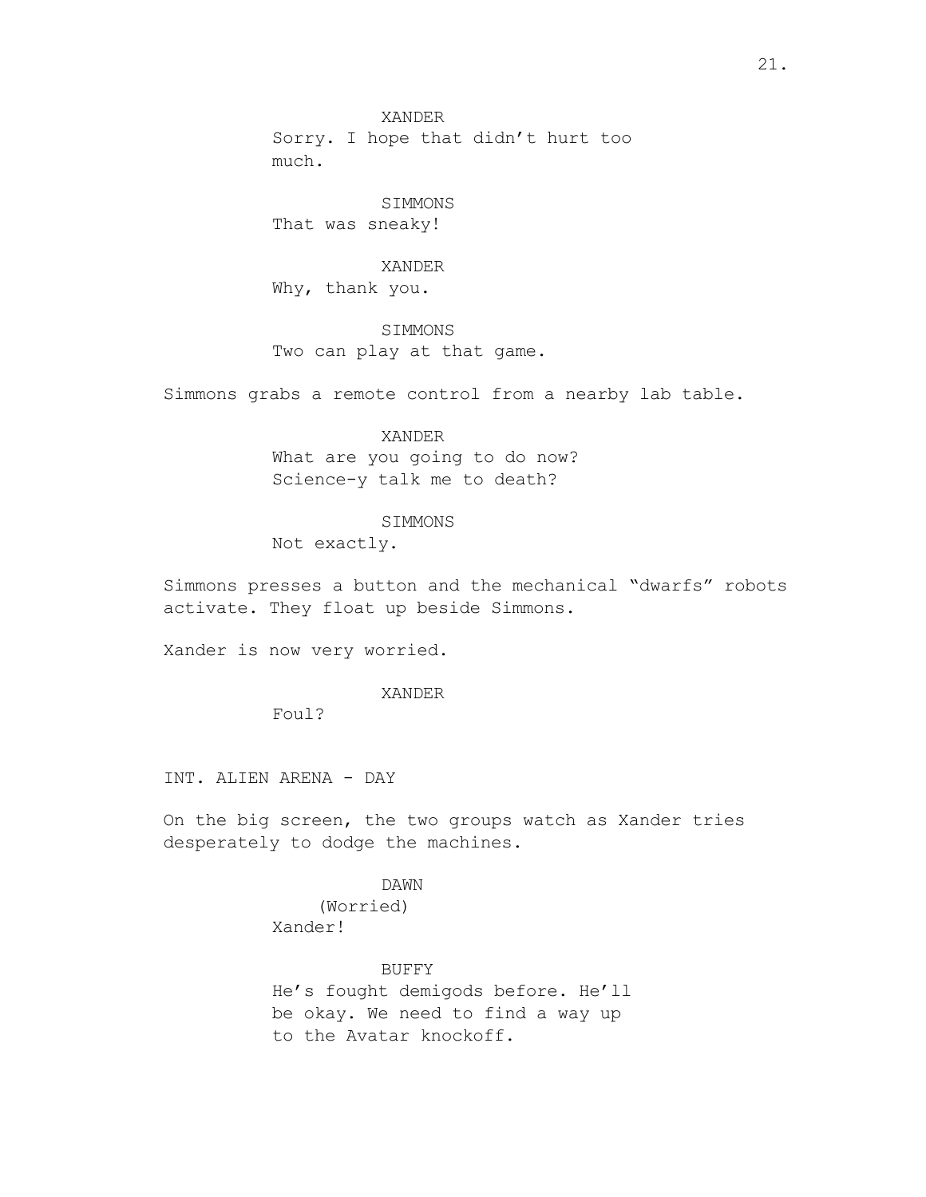XANDER
Sorry. I hope that didn't hurt too much.

SIMMONS
That was sneaky!

XANDER
Why, thank you.

SIMMONS
Two can play at that game.

Simmons grabs a remote control from a nearby lab table.

XANDER
What are you going to do now? Science-y talk me to death?

SIMMONS
Not exactly.

Simmons presses a button and the mechanical "dwarfs" robots activate. They float up beside Simmons.

Xander is now very worried.

XANDER
Foul?

INT. ALIEN ARENA - DAY

On the big screen, the two groups watch as Xander tries desperately to dodge the machines.

DAWN
(Worried)
Xander!

BUFFY
He's fought demigods before. He'll be okay. We need to find a way up to the Avatar knockoff.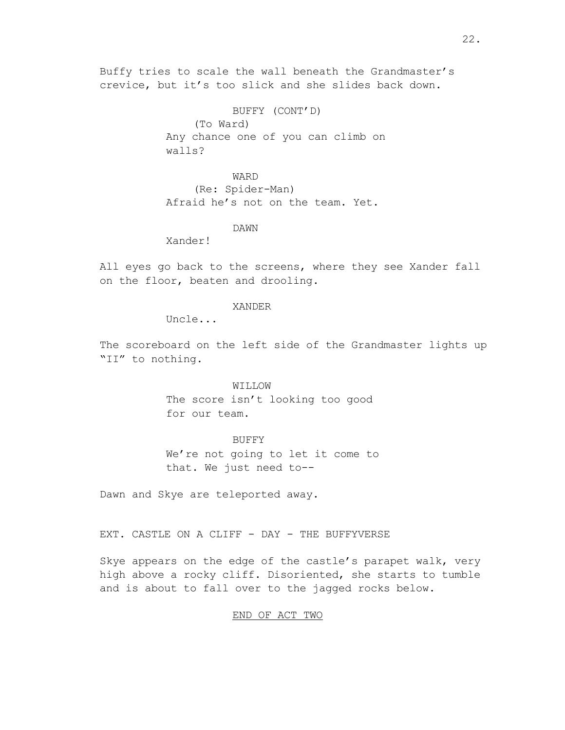Buffy tries to scale the wall beneath the Grandmaster's crevice, but it's too slick and she slides back down.

BUFFY (CONT'D)
(To Ward)
Any chance one of you can climb on walls?

WARD
(Re: Spider-Man)
Afraid he's not on the team. Yet.

DAWN
Xander!

All eyes go back to the screens, where they see Xander fall on the floor, beaten and drooling.

XANDER
Uncle...

The scoreboard on the left side of the Grandmaster lights up "II" to nothing.

WILLOW
The score isn't looking too good for our team.

BUFFY
We're not going to let it come to that. We just need to--

Dawn and Skye are teleported away.

EXT. CASTLE ON A CLIFF - DAY - THE BUFFYVERSE

Skye appears on the edge of the castle's parapet walk, very high above a rocky cliff. Disoriented, she starts to tumble and is about to fall over to the jagged rocks below.

END OF ACT TWO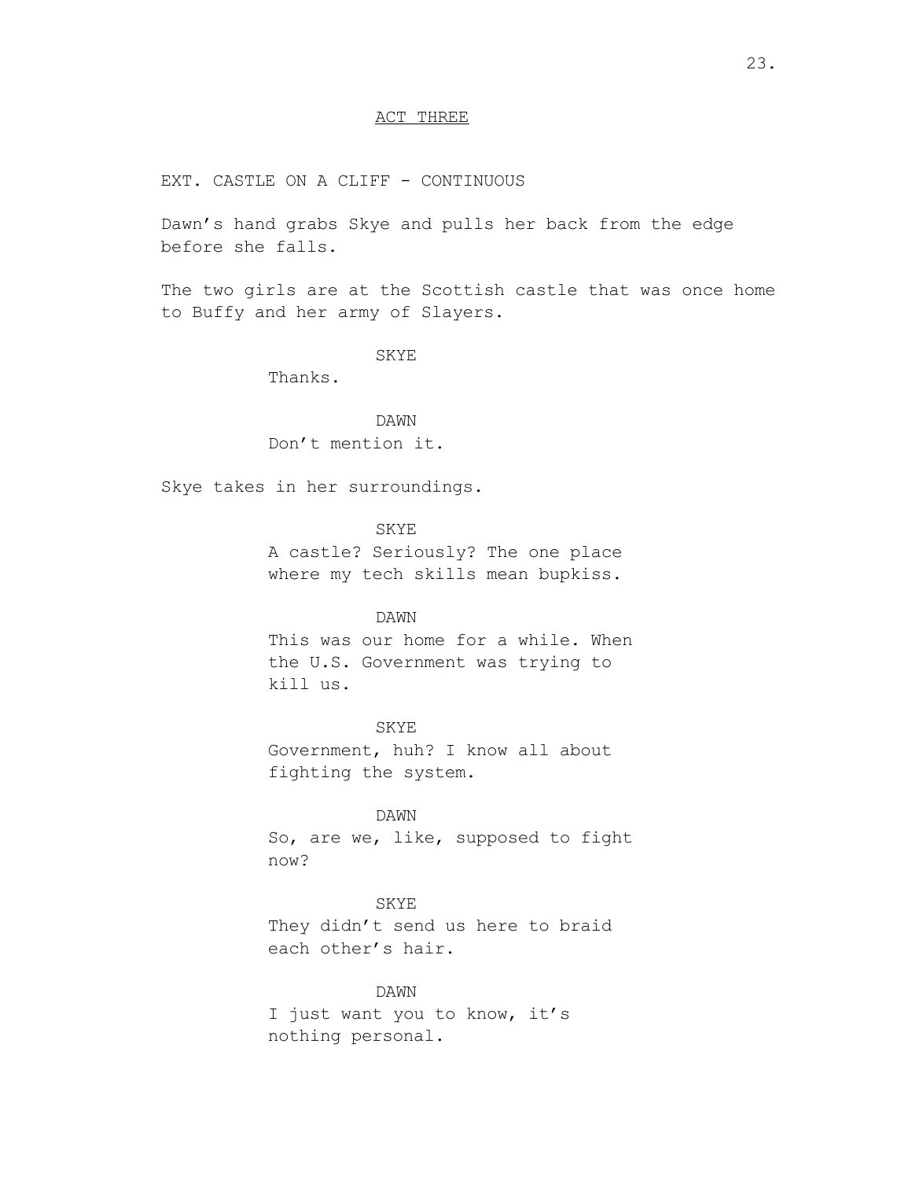ACT THREE

EXT. CASTLE ON A CLIFF - CONTINUOUS

Dawn's hand grabs Skye and pulls her back from the edge before she falls.

The two girls are at the Scottish castle that was once home to Buffy and her army of Slayers.

SKYE
Thanks.

DAWN
Don't mention it.

Skye takes in her surroundings.

SKYE
A castle? Seriously? The one place where my tech skills mean bupkiss.

DAWN
This was our home for a while. When the U.S. Government was trying to kill us.

SKYE
Government, huh? I know all about fighting the system.

DAWN
So, are we, like, supposed to fight now?

SKYE
They didn't send us here to braid each other's hair.

DAWN
I just want you to know, it's nothing personal.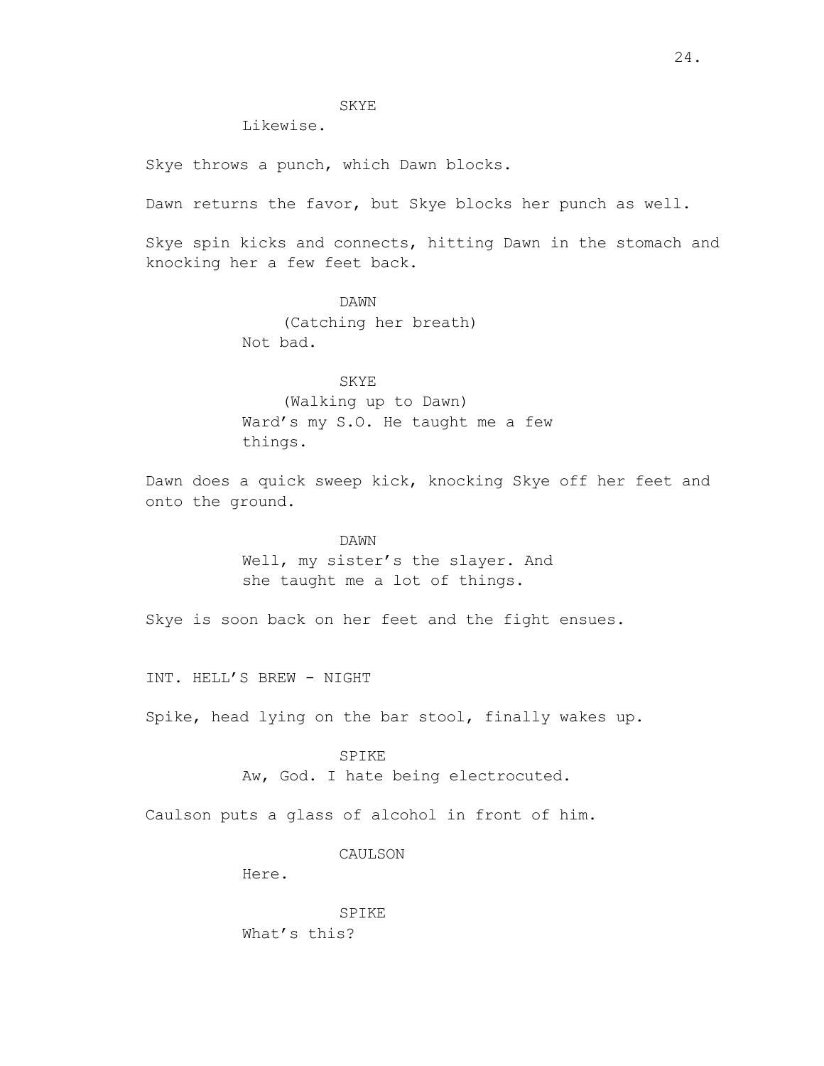SKYE

Likewise.

Skye throws a punch, which Dawn blocks.

Dawn returns the favor, but Skye blocks her punch as well.

Skye spin kicks and connects, hitting Dawn in the stomach and knocking her a few feet back.

DAWN

(Catching her breath)

Not bad.

SKYE

(Walking up to Dawn)

Ward's my S.O. He taught me a few things.

Dawn does a quick sweep kick, knocking Skye off her feet and onto the ground.

DAWN

Well, my sister's the slayer. And she taught me a lot of things.

Skye is soon back on her feet and the fight ensues.

INT. HELL'S BREW - NIGHT

Spike, head lying on the bar stool, finally wakes up.

SPIKE

Aw, God. I hate being electrocuted.

Caulson puts a glass of alcohol in front of him.

CAULSON

Here.

SPIKE

What's this?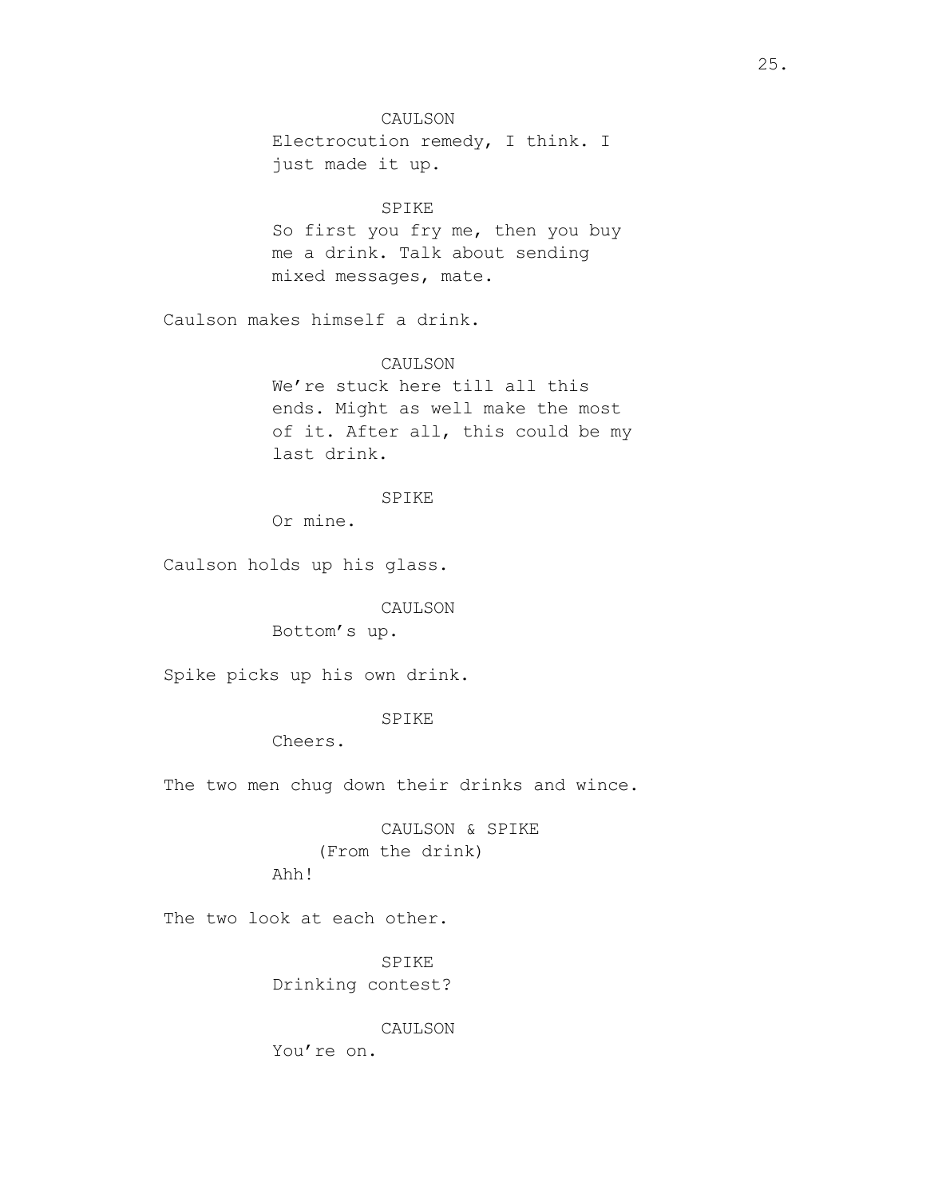CAULSON

Electrocution remedy, I think. I just made it up.

SPIKE

So first you fry me, then you buy me a drink. Talk about sending mixed messages, mate.

Caulson makes himself a drink.

CAULSON

We're stuck here till all this ends. Might as well make the most of it. After all, this could be my last drink.

SPIKE

Or mine.

Caulson holds up his glass.

CAULSON

Bottom's up.

Spike picks up his own drink.

SPIKE

Cheers.

The two men chug down their drinks and wince.

CAULSON & SPIKE

(From the drink)

Ahh!

The two look at each other.

SPIKE

Drinking contest?

CAULSON

You're on.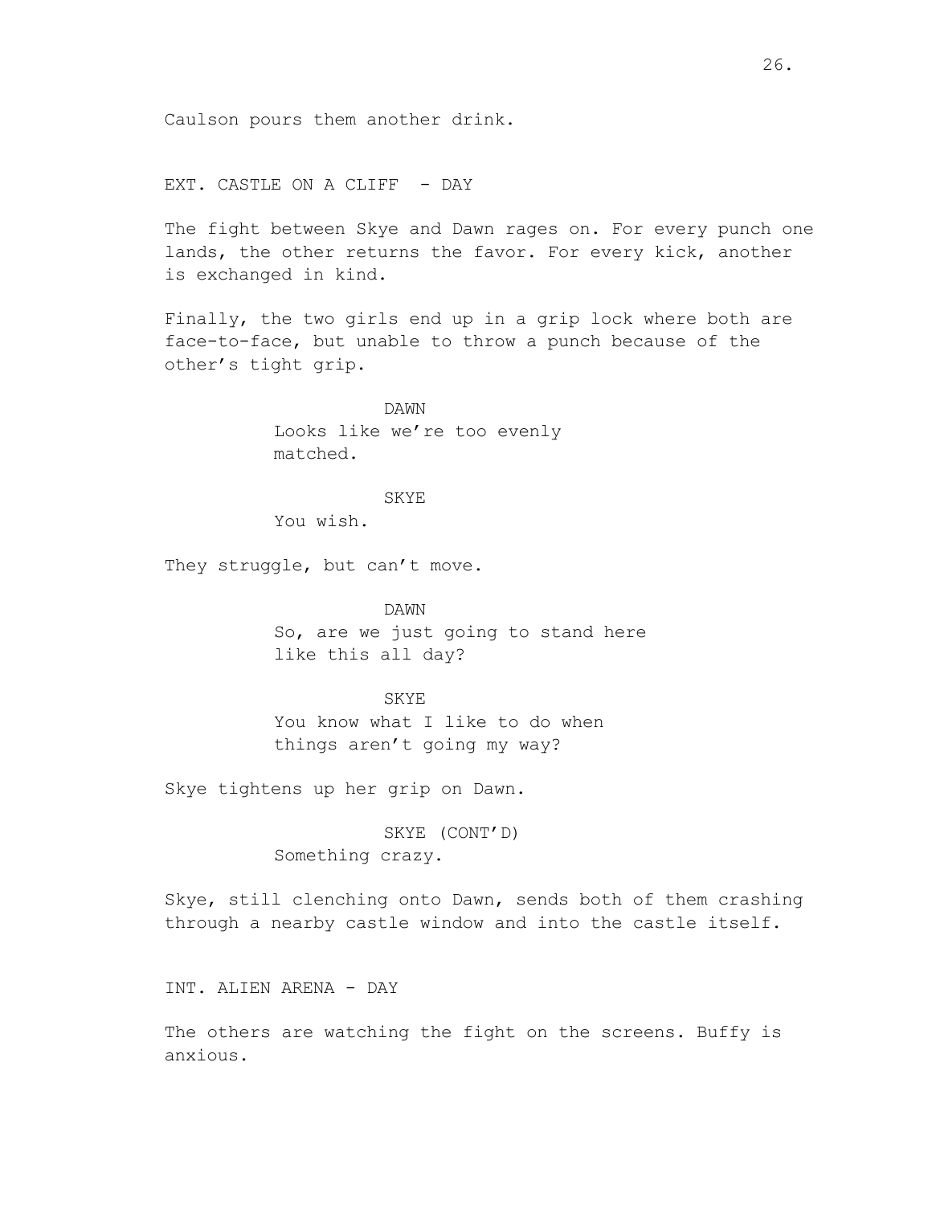Caulson pours them another drink.

EXT. CASTLE ON A CLIFF - DAY

The fight between Skye and Dawn rages on. For every punch one lands, the other returns the favor. For every kick, another is exchanged in kind.

Finally, the two girls end up in a grip lock where both are face-to-face, but unable to throw a punch because of the other's tight grip.

DAWN
Looks like we're too evenly matched.

SKYE
You wish.

They struggle, but can't move.

DAWN
So, are we just going to stand here like this all day?

SKYE
You know what I like to do when things aren't going my way?

Skye tightens up her grip on Dawn.

SKYE (CONT'D)
Something crazy.

Skye, still clenching onto Dawn, sends both of them crashing through a nearby castle window and into the castle itself.

INT. ALIEN ARENA - DAY

The others are watching the fight on the screens. Buffy is anxious.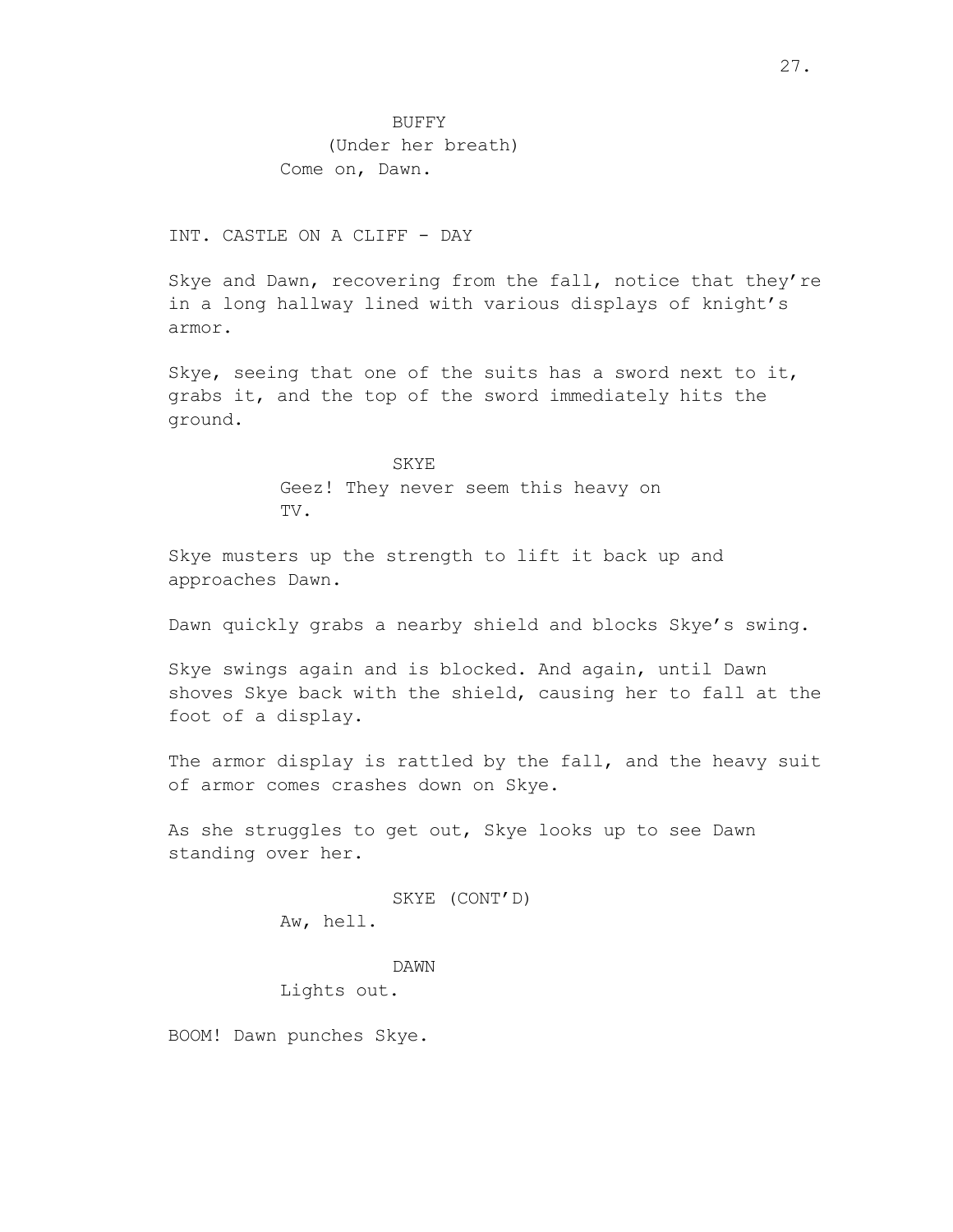BUFFY
(Under her breath)
Come on, Dawn.

INT. CASTLE ON A CLIFF - DAY

Skye and Dawn, recovering from the fall, notice that they're in a long hallway lined with various displays of knight's armor.

Skye, seeing that one of the suits has a sword next to it, grabs it, and the top of the sword immediately hits the ground.

SKYE
Geez! They never seem this heavy on TV.

Skye musters up the strength to lift it back up and approaches Dawn.

Dawn quickly grabs a nearby shield and blocks Skye's swing.

Skye swings again and is blocked. And again, until Dawn shoves Skye back with the shield, causing her to fall at the foot of a display.

The armor display is rattled by the fall, and the heavy suit of armor comes crashes down on Skye.

As she struggles to get out, Skye looks up to see Dawn standing over her.

SKYE (CONT'D)
Aw, hell.

DAWN
Lights out.

BOOM! Dawn punches Skye.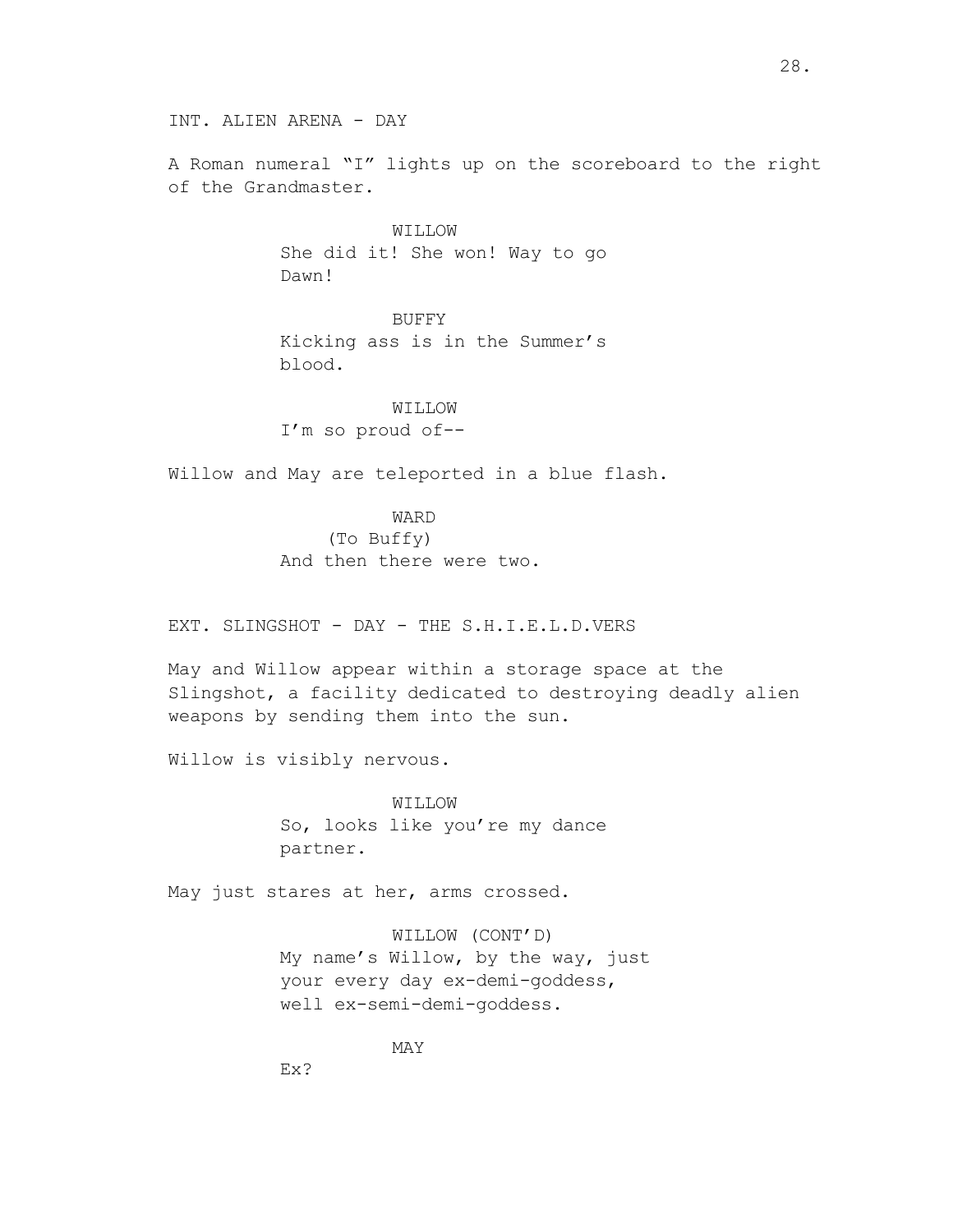INT. ALIEN ARENA - DAY

A Roman numeral "I" lights up on the scoreboard to the right of the Grandmaster.

WILLOW
She did it! She won! Way to go Dawn!

BUFFY
Kicking ass is in the Summer's blood.

WILLOW
I'm so proud of--

Willow and May are teleported in a blue flash.

WARD
(To Buffy)
And then there were two.

EXT. SLINGSHOT - DAY - THE S.H.I.E.L.D.VERS

May and Willow appear within a storage space at the Slingshot, a facility dedicated to destroying deadly alien weapons by sending them into the sun.

Willow is visibly nervous.

WILLOW
So, looks like you're my dance partner.

May just stares at her, arms crossed.

WILLOW (CONT'D)
My name's Willow, by the way, just your every day ex-demi-goddess, well ex-semi-demi-goddess.

MAY
Ex?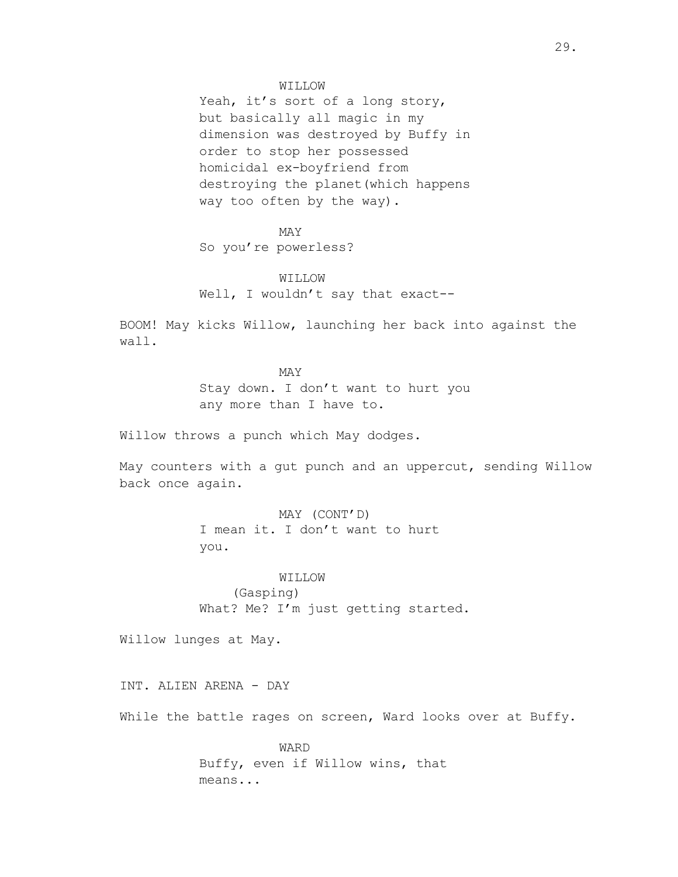WILLOW
Yeah, it's sort of a long story, but basically all magic in my dimension was destroyed by Buffy in order to stop her possessed homicidal ex-boyfriend from destroying the planet(which happens way too often by the way).

MAY
So you're powerless?

WILLOW
Well, I wouldn't say that exact--

BOOM! May kicks Willow, launching her back into against the wall.

MAY
Stay down. I don't want to hurt you any more than I have to.

Willow throws a punch which May dodges.

May counters with a gut punch and an uppercut, sending Willow back once again.

MAY (CONT'D)
I mean it. I don't want to hurt you.

WILLOW
(Gasping)
What? Me? I'm just getting started.

Willow lunges at May.

INT. ALIEN ARENA - DAY

While the battle rages on screen, Ward looks over at Buffy.

WARD
Buffy, even if Willow wins, that means...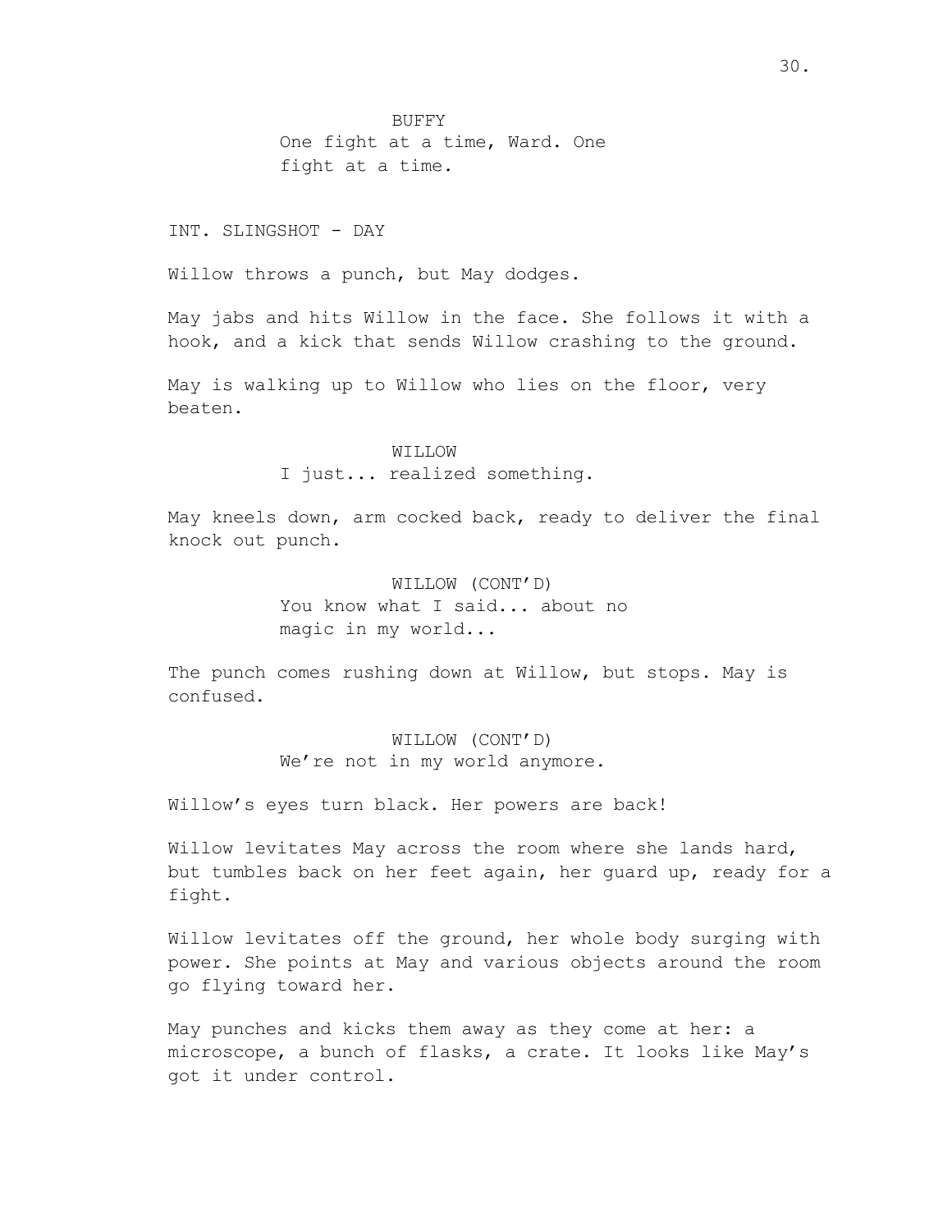BUFFY
One fight at a time, Ward. One fight at a time.

INT. SLINGSHOT - DAY

Willow throws a punch, but May dodges.

May jabs and hits Willow in the face. She follows it with a hook, and a kick that sends Willow crashing to the ground.

May is walking up to Willow who lies on the floor, very beaten.

WILLOW
I just... realized something.

May kneels down, arm cocked back, ready to deliver the final knock out punch.

WILLOW (CONT'D)
You know what I said... about no magic in my world...

The punch comes rushing down at Willow, but stops. May is confused.

WILLOW (CONT'D)
We're not in my world anymore.

Willow's eyes turn black. Her powers are back!

Willow levitates May across the room where she lands hard, but tumbles back on her feet again, her guard up, ready for a fight.

Willow levitates off the ground, her whole body surging with power. She points at May and various objects around the room go flying toward her.

May punches and kicks them away as they come at her: a microscope, a bunch of flasks, a crate. It looks like May's got it under control.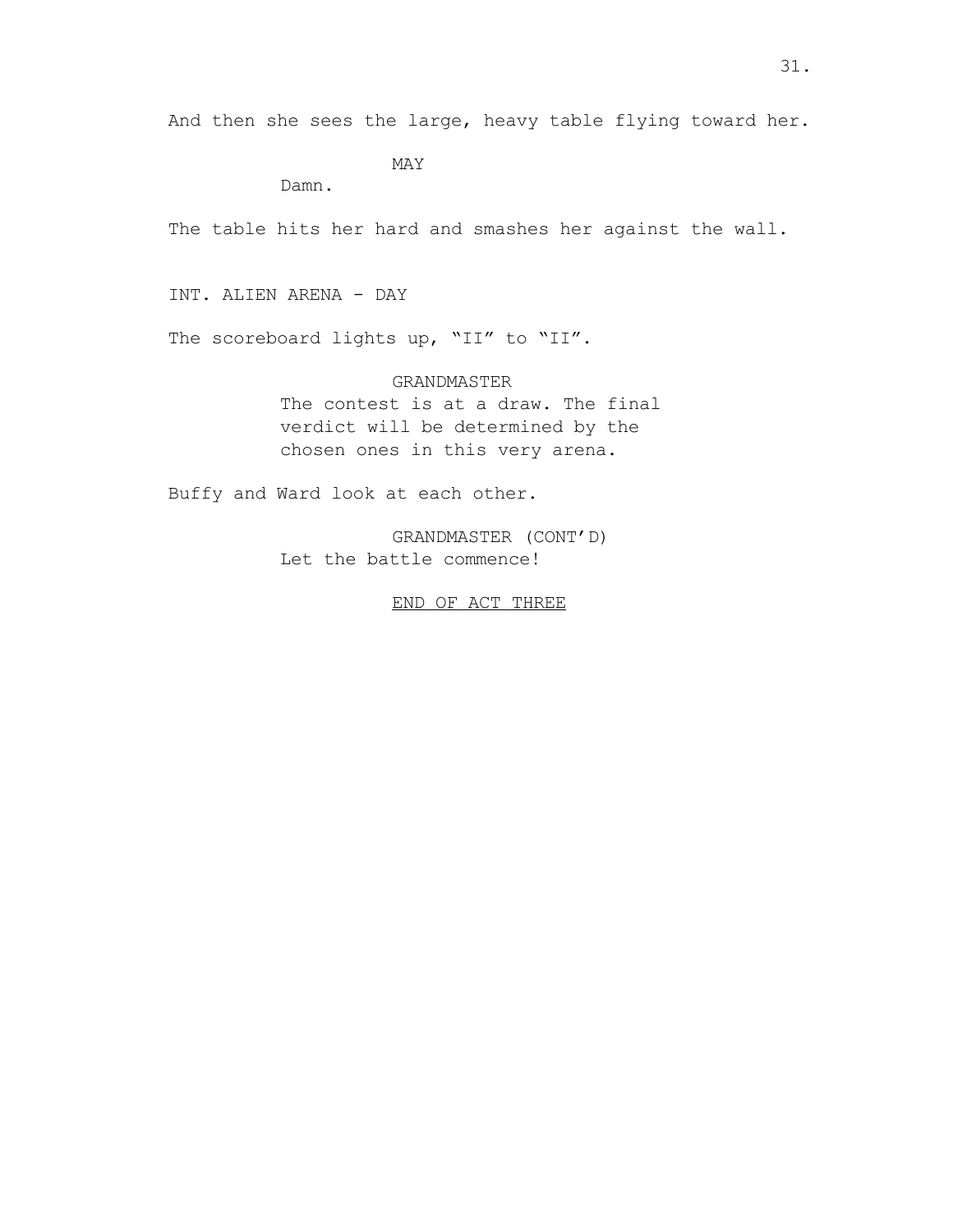And then she sees the large, heavy table flying toward her.

MAY
Damn.

The table hits her hard and smashes her against the wall.

INT. ALIEN ARENA - DAY

The scoreboard lights up, "II" to "II".

GRANDMASTER
The contest is at a draw. The final verdict will be determined by the chosen ones in this very arena.

Buffy and Ward look at each other.

GRANDMASTER (CONT'D)
Let the battle commence!

<u>END OF ACT THREE</u>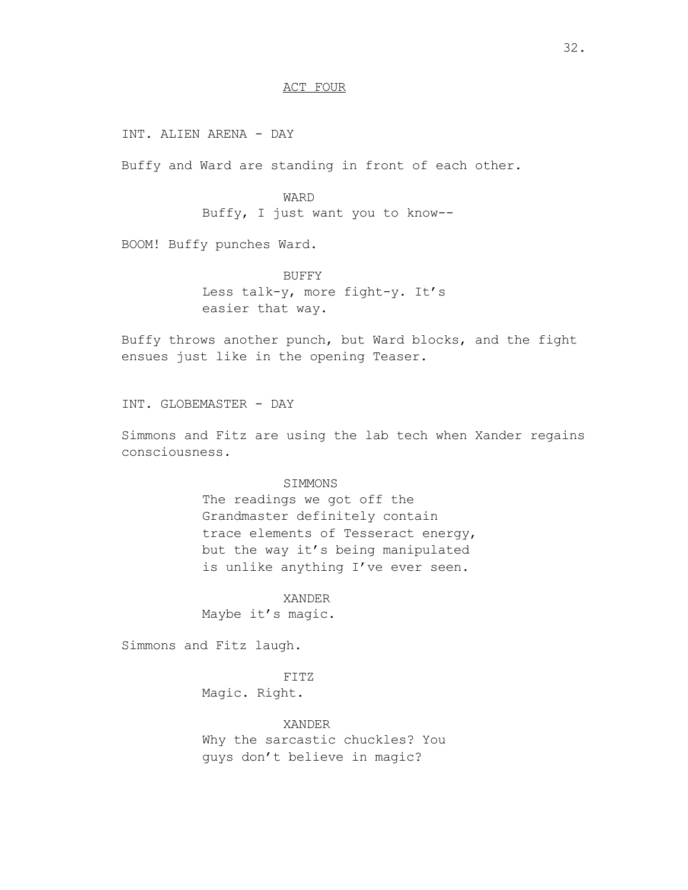ACT FOUR

INT. ALIEN ARENA - DAY

Buffy and Ward are standing in front of each other.

WARD
Buffy, I just want you to know--

BOOM! Buffy punches Ward.

BUFFY
Less talk-y, more fight-y. It's easier that way.

Buffy throws another punch, but Ward blocks, and the fight ensues just like in the opening Teaser.

INT. GLOBEMASTER - DAY

Simmons and Fitz are using the lab tech when Xander regains consciousness.

SIMMONS
The readings we got off the Grandmaster definitely contain trace elements of Tesseract energy, but the way it's being manipulated is unlike anything I've ever seen.

XANDER
Maybe it's magic.

Simmons and Fitz laugh.

FITZ
Magic. Right.

XANDER
Why the sarcastic chuckles? You guys don't believe in magic?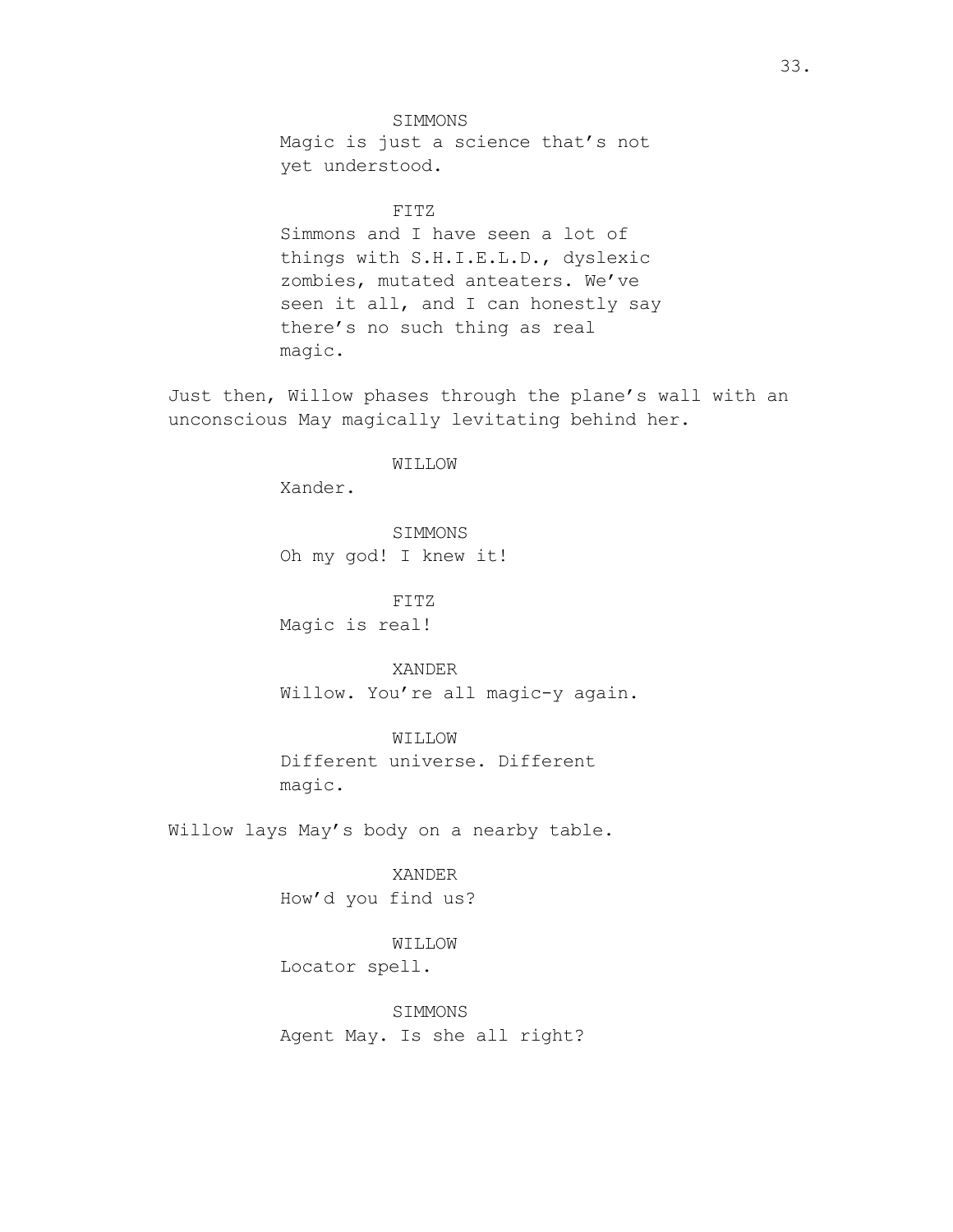SIMMONS

Magic is just a science that's not yet understood.

FITZ

Simmons and I have seen a lot of things with S.H.I.E.L.D., dyslexic zombies, mutated anteaters. We've seen it all, and I can honestly say there's no such thing as real magic.

Just then, Willow phases through the plane's wall with an unconscious May magically levitating behind her.

WILLOW

Xander.

SIMMONS

Oh my god! I knew it!

FITZ

Magic is real!

XANDER

Willow. You're all magic-y again.

WILLOW

Different universe. Different magic.

Willow lays May's body on a nearby table.

XANDER

How'd you find us?

WILLOW

Locator spell.

SIMMONS

Agent May. Is she all right?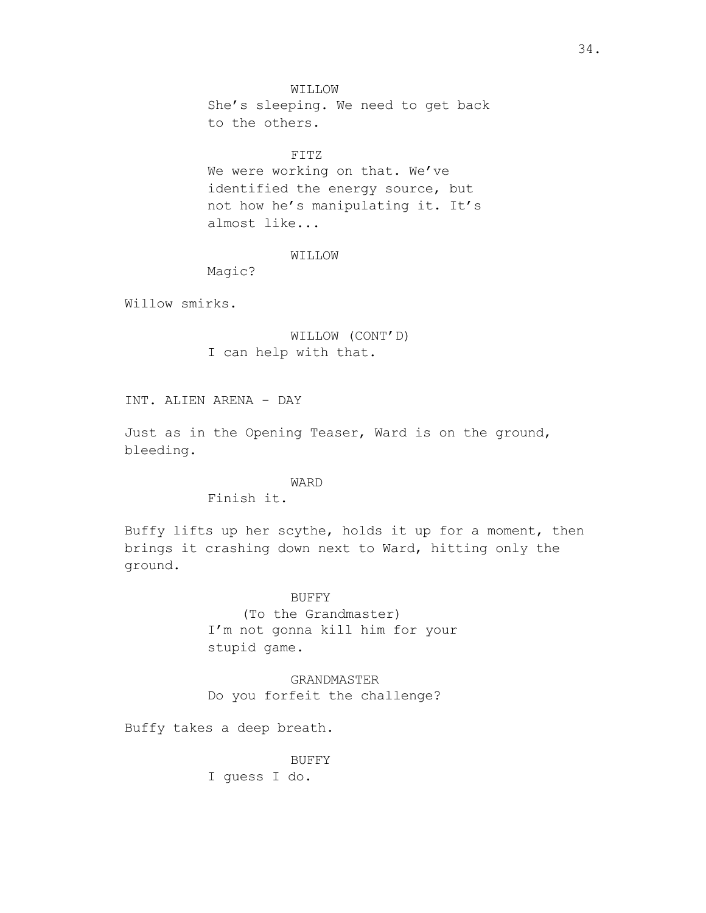WILLOW
She's sleeping. We need to get back to the others.

FITZ
We were working on that. We've identified the energy source, but not how he's manipulating it. It's almost like...

WILLOW
Magic?

Willow smirks.

WILLOW (CONT'D)
I can help with that.

INT. ALIEN ARENA - DAY

Just as in the Opening Teaser, Ward is on the ground, bleeding.

WARD
Finish it.

Buffy lifts up her scythe, holds it up for a moment, then brings it crashing down next to Ward, hitting only the ground.

BUFFY
(To the Grandmaster)
I'm not gonna kill him for your stupid game.

GRANDMASTER
Do you forfeit the challenge?

Buffy takes a deep breath.

BUFFY
I guess I do.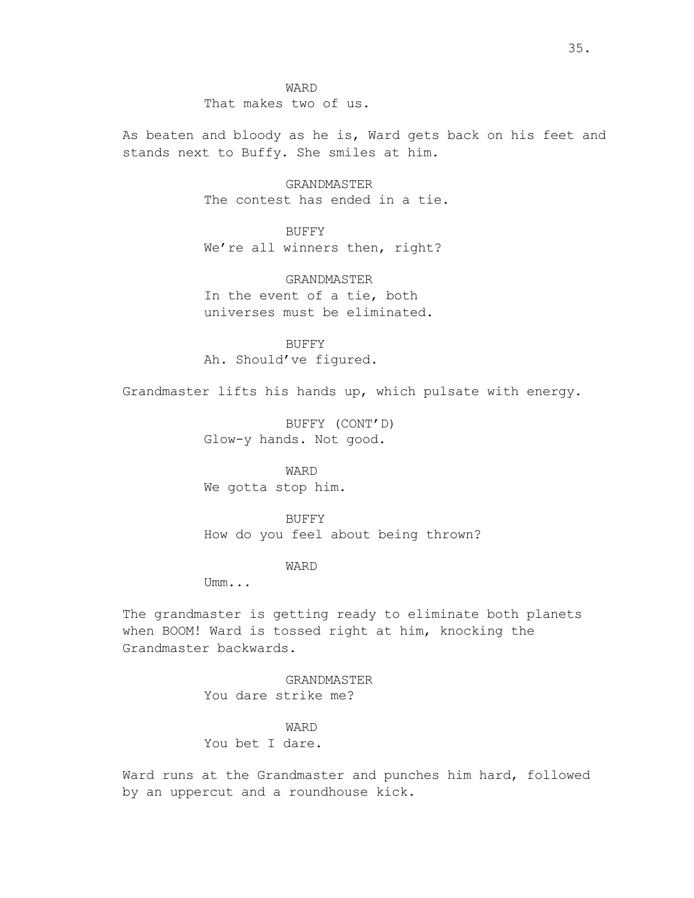WARD
That makes two of us.

As beaten and bloody as he is, Ward gets back on his feet and stands next to Buffy. She smiles at him.

GRANDMASTER
The contest has ended in a tie.

BUFFY
We're all winners then, right?

GRANDMASTER
In the event of a tie, both universes must be eliminated.

BUFFY
Ah. Should've figured.

Grandmaster lifts his hands up, which pulsate with energy.

BUFFY (CONT'D)
Glow-y hands. Not good.

WARD
We gotta stop him.

BUFFY
How do you feel about being thrown?

WARD
Umm...

The grandmaster is getting ready to eliminate both planets when BOOM! Ward is tossed right at him, knocking the Grandmaster backwards.

GRANDMASTER
You dare strike me?

WARD
You bet I dare.

Ward runs at the Grandmaster and punches him hard, followed by an uppercut and a roundhouse kick.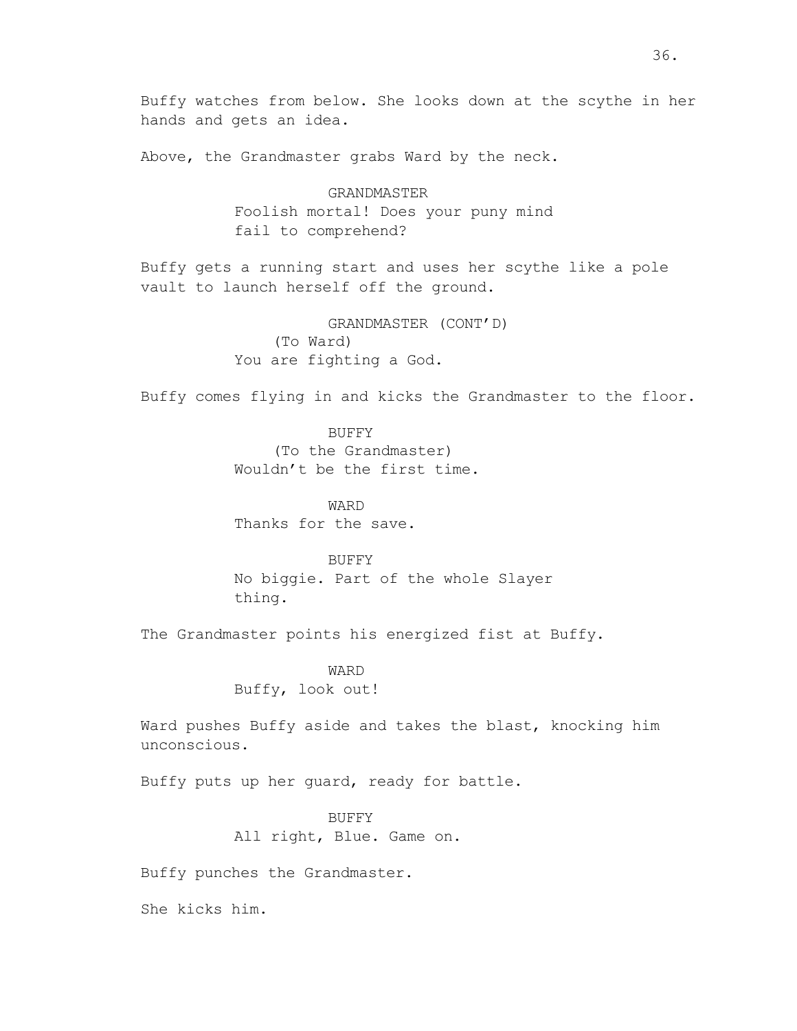Buffy watches from below. She looks down at the scythe in her hands and gets an idea.

Above, the Grandmaster grabs Ward by the neck.

GRANDMASTER
Foolish mortal! Does your puny mind fail to comprehend?

Buffy gets a running start and uses her scythe like a pole vault to launch herself off the ground.

GRANDMASTER (CONT'D)
(To Ward)
You are fighting a God.

Buffy comes flying in and kicks the Grandmaster to the floor.

BUFFY
(To the Grandmaster)
Wouldn't be the first time.

WARD
Thanks for the save.

BUFFY
No biggie. Part of the whole Slayer thing.

The Grandmaster points his energized fist at Buffy.

WARD
Buffy, look out!

Ward pushes Buffy aside and takes the blast, knocking him unconscious.

Buffy puts up her guard, ready for battle.

BUFFY
All right, Blue. Game on.

Buffy punches the Grandmaster.

She kicks him.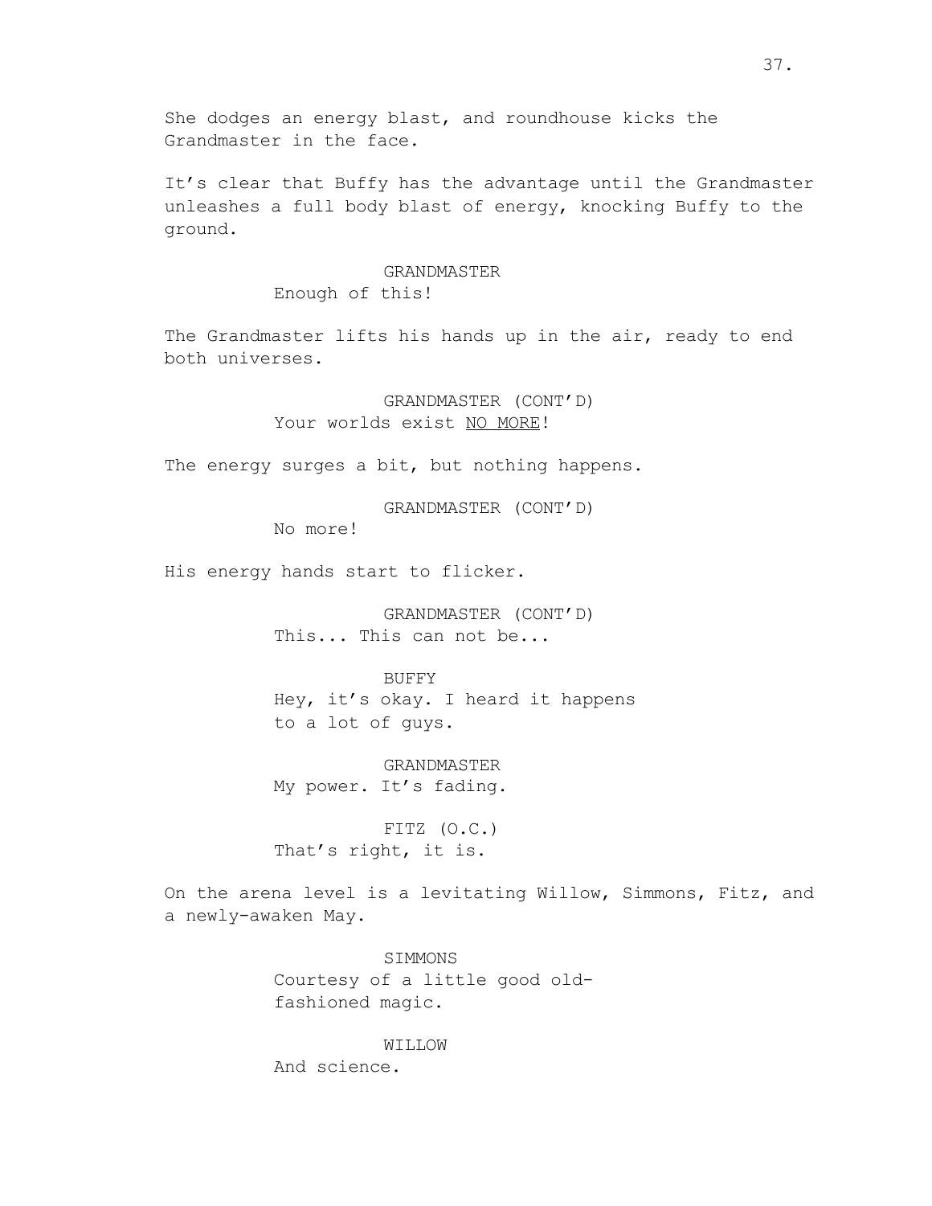She dodges an energy blast, and roundhouse kicks the Grandmaster in the face.

It's clear that Buffy has the advantage until the Grandmaster unleashes a full body blast of energy, knocking Buffy to the ground.

GRANDMASTER
Enough of this!

The Grandmaster lifts his hands up in the air, ready to end both universes.

GRANDMASTER (CONT'D)
Your worlds exist <u>NO MORE</u>!

The energy surges a bit, but nothing happens.

GRANDMASTER (CONT'D)
No more!

His energy hands start to flicker.

GRANDMASTER (CONT'D)
This... This can not be...

BUFFY
Hey, it's okay. I heard it happens to a lot of guys.

GRANDMASTER
My power. It's fading.

FITZ (O.C.)
That's right, it is.

On the arena level is a levitating Willow, Simmons, Fitz, and a newly-awaken May.

SIMMONS
Courtesy of a little good old-fashioned magic.

WILLOW
And science.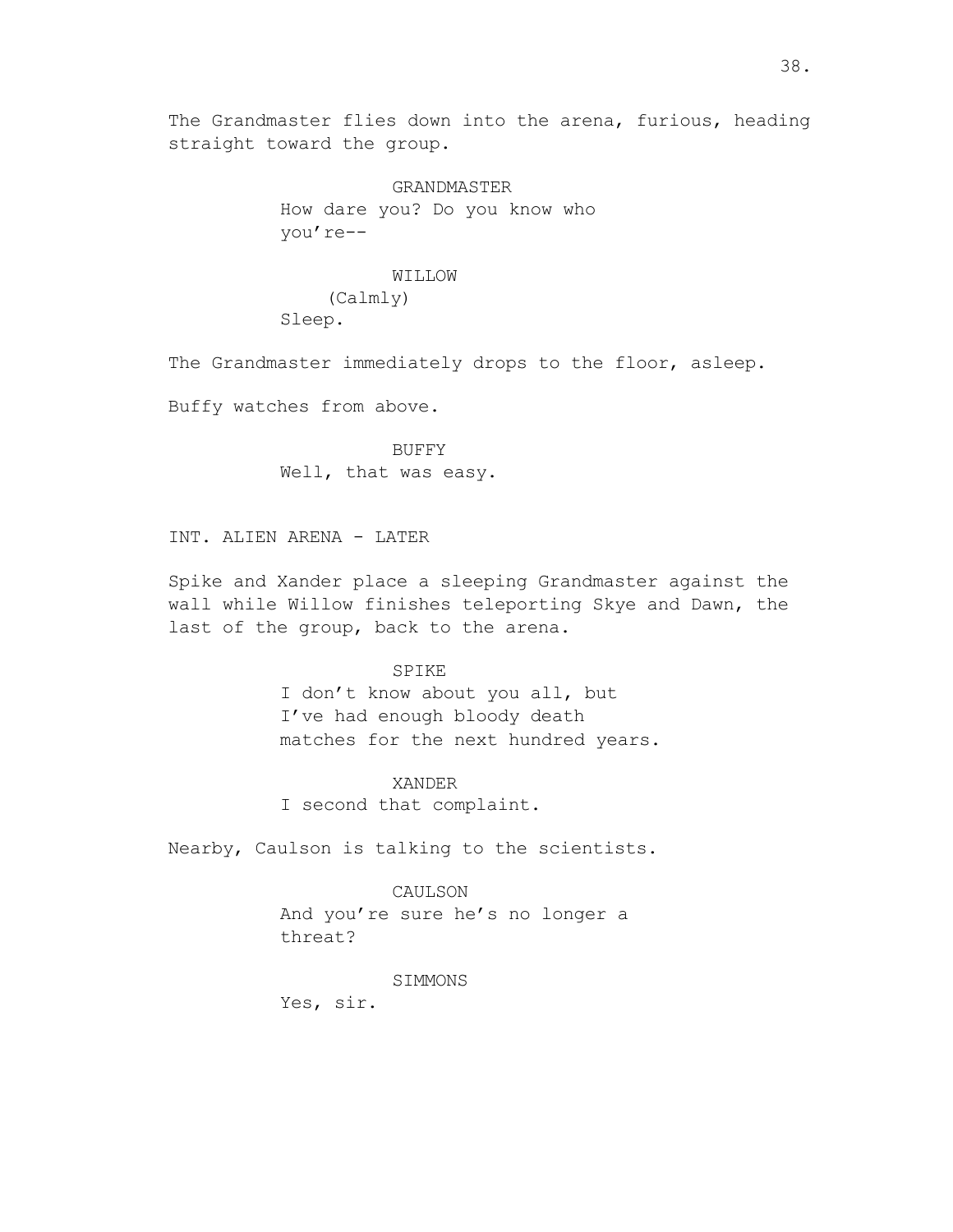The Grandmaster flies down into the arena, furious, heading straight toward the group.

GRANDMASTER
How dare you? Do you know who you're--

WILLOW
(Calmly)
Sleep.

The Grandmaster immediately drops to the floor, asleep.

Buffy watches from above.

BUFFY
Well, that was easy.

INT. ALIEN ARENA - LATER

Spike and Xander place a sleeping Grandmaster against the wall while Willow finishes teleporting Skye and Dawn, the last of the group, back to the arena.

SPIKE
I don't know about you all, but I've had enough bloody death matches for the next hundred years.

XANDER
I second that complaint.

Nearby, Caulson is talking to the scientists.

CAULSON
And you're sure he's no longer a threat?

SIMMONS
Yes, sir.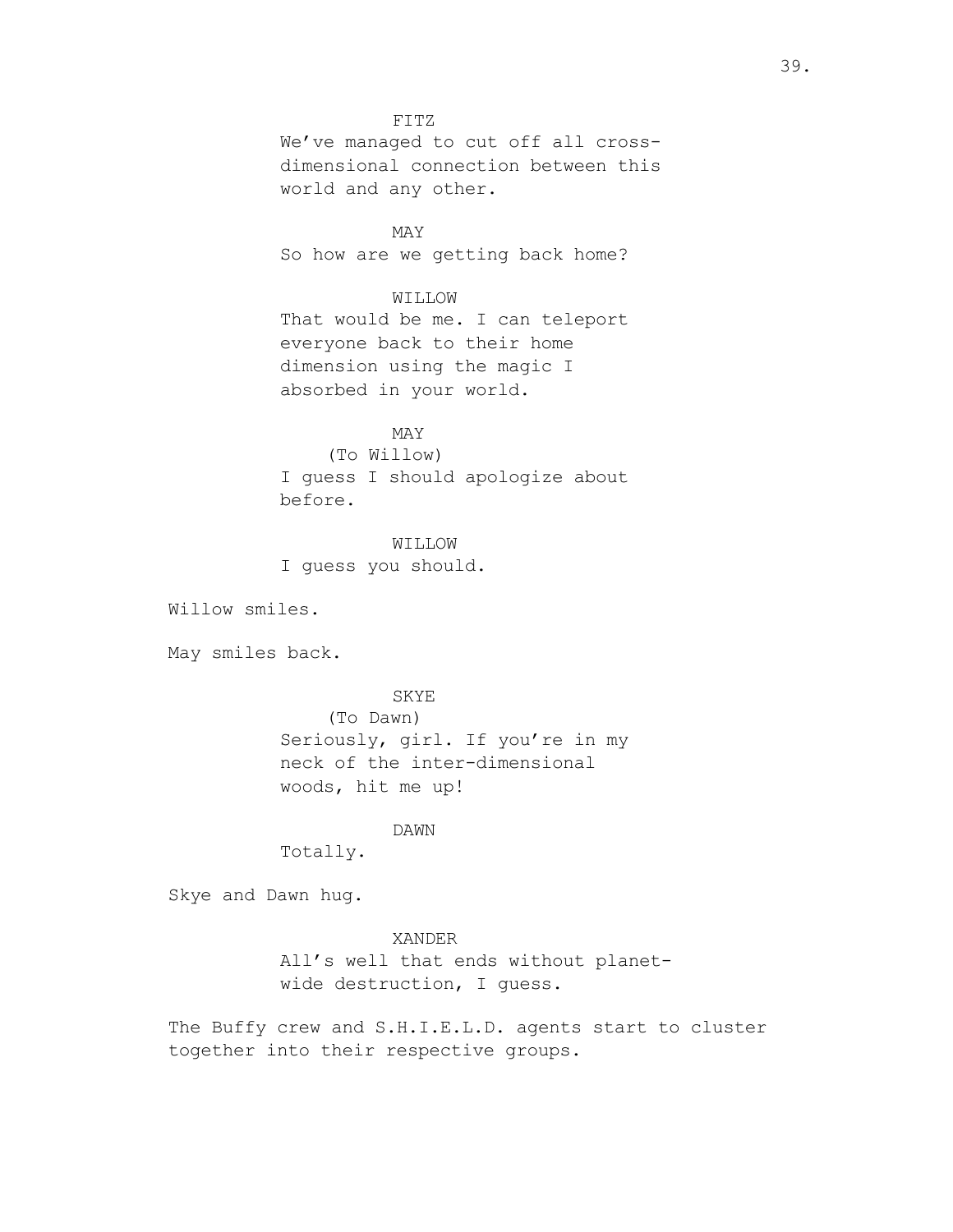FITZ

We've managed to cut off all cross-dimensional connection between this world and any other.

MAY

So how are we getting back home?

WILLOW

That would be me. I can teleport everyone back to their home dimension using the magic I absorbed in your world.

MAY

(To Willow)

I guess I should apologize about before.

WILLOW

I guess you should.

Willow smiles.

May smiles back.

SKYE

(To Dawn)

Seriously, girl. If you're in my neck of the inter-dimensional woods, hit me up!

DAWN

Totally.

Skye and Dawn hug.

XANDER

All's well that ends without planet-wide destruction, I guess.

The Buffy crew and S.H.I.E.L.D. agents start to cluster together into their respective groups.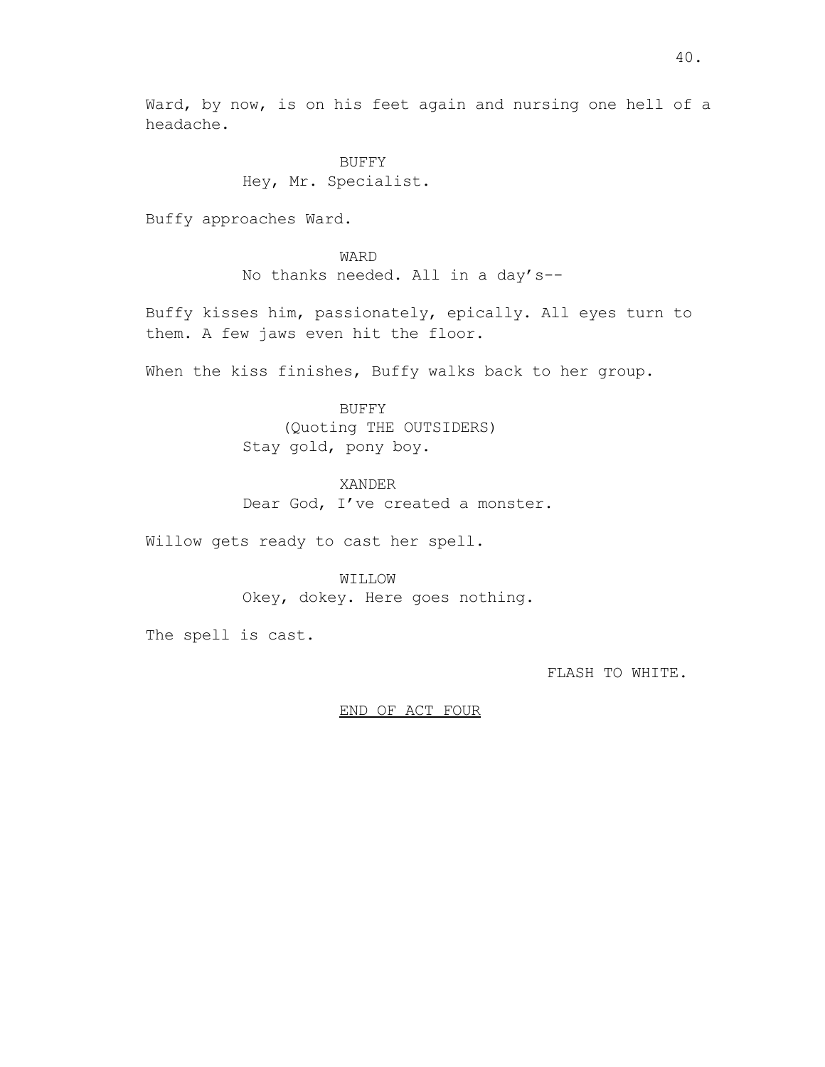Ward, by now, is on his feet again and nursing one hell of a headache.

BUFFY
Hey, Mr. Specialist.

Buffy approaches Ward.

WARD
No thanks needed. All in a day's--

Buffy kisses him, passionately, epically. All eyes turn to them. A few jaws even hit the floor.

When the kiss finishes, Buffy walks back to her group.

BUFFY
(Quoting THE OUTSIDERS)
Stay gold, pony boy.

XANDER
Dear God, I've created a monster.

Willow gets ready to cast her spell.

WILLOW
Okey, dokey. Here goes nothing.

The spell is cast.

FLASH TO WHITE.

END OF ACT FOUR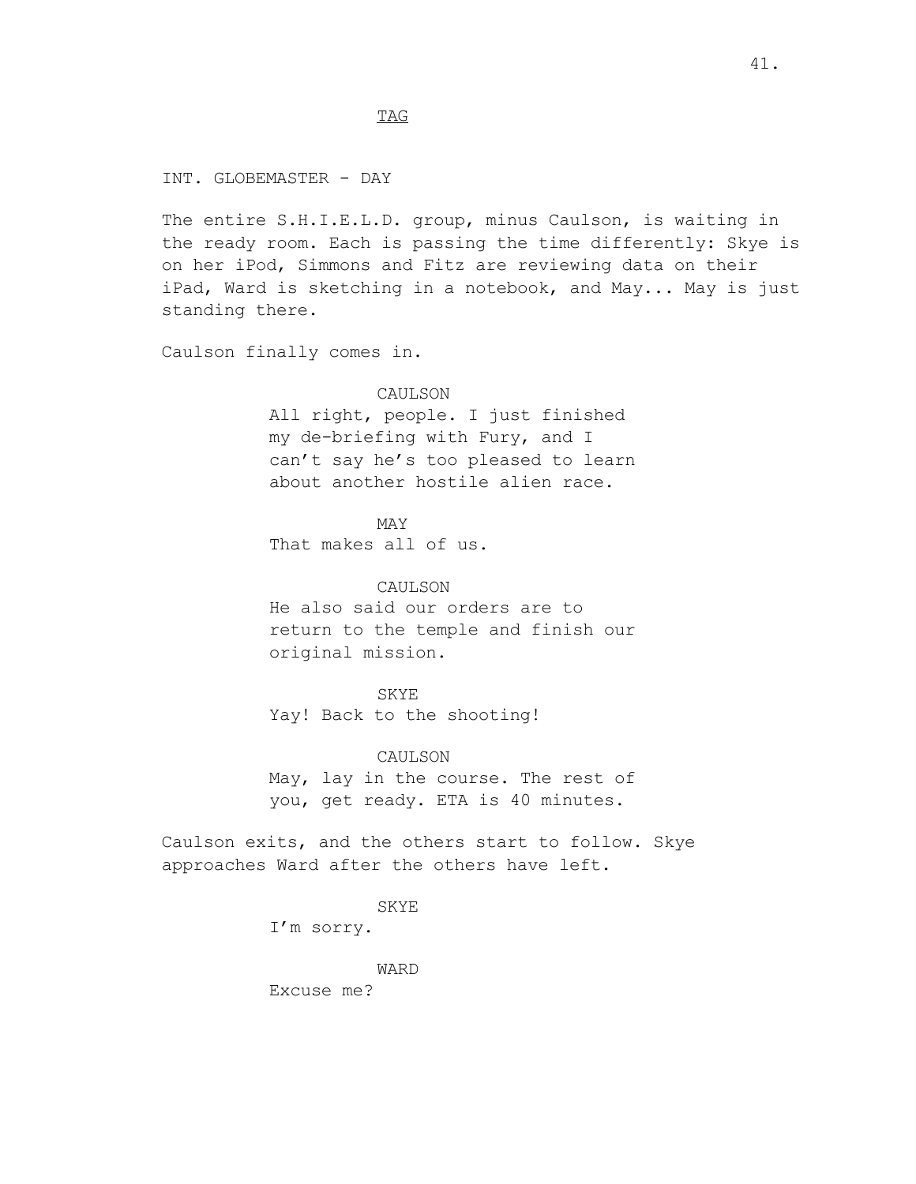TAG

INT. GLOBEMASTER - DAY

The entire S.H.I.E.L.D. group, minus Caulson, is waiting in the ready room. Each is passing the time differently: Skye is on her iPod, Simmons and Fitz are reviewing data on their iPad, Ward is sketching in a notebook, and May... May is just standing there.

Caulson finally comes in.

CAULSON
All right, people. I just finished my de-briefing with Fury, and I can't say he's too pleased to learn about another hostile alien race.

MAY
That makes all of us.

CAULSON
He also said our orders are to return to the temple and finish our original mission.

SKYE
Yay! Back to the shooting!

CAULSON
May, lay in the course. The rest of you, get ready. ETA is 40 minutes.

Caulson exits, and the others start to follow. Skye approaches Ward after the others have left.

SKYE
I'm sorry.

WARD
Excuse me?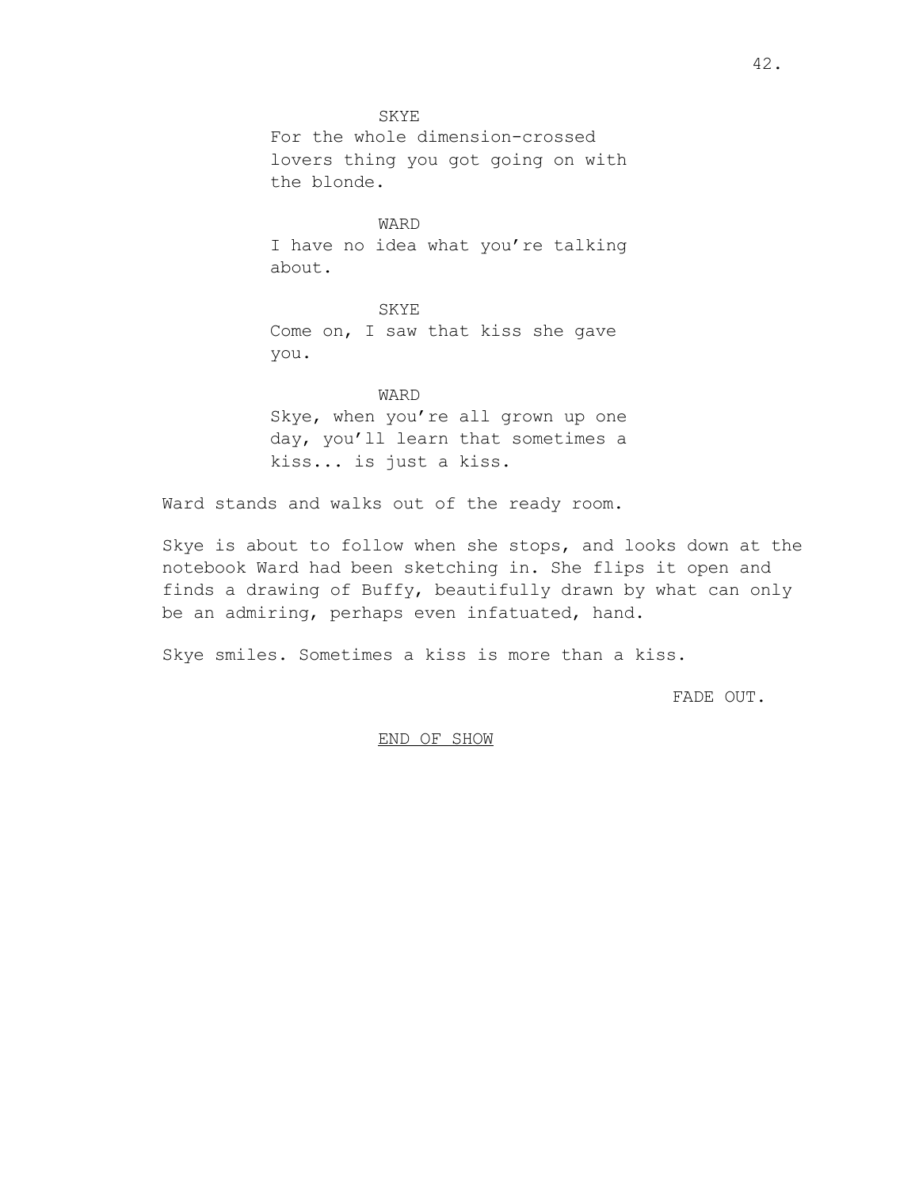SKYE

For the whole dimension-crossed lovers thing you got going on with the blonde.

WARD

I have no idea what you're talking about.

SKYE

Come on, I saw that kiss she gave you.

WARD

Skye, when you're all grown up one day, you'll learn that sometimes a kiss... is just a kiss.

Ward stands and walks out of the ready room.

Skye is about to follow when she stops, and looks down at the notebook Ward had been sketching in. She flips it open and finds a drawing of Buffy, beautifully drawn by what can only be an admiring, perhaps even infatuated, hand.

Skye smiles. Sometimes a kiss is more than a kiss.

FADE OUT.

<u>END OF SHOW</u>